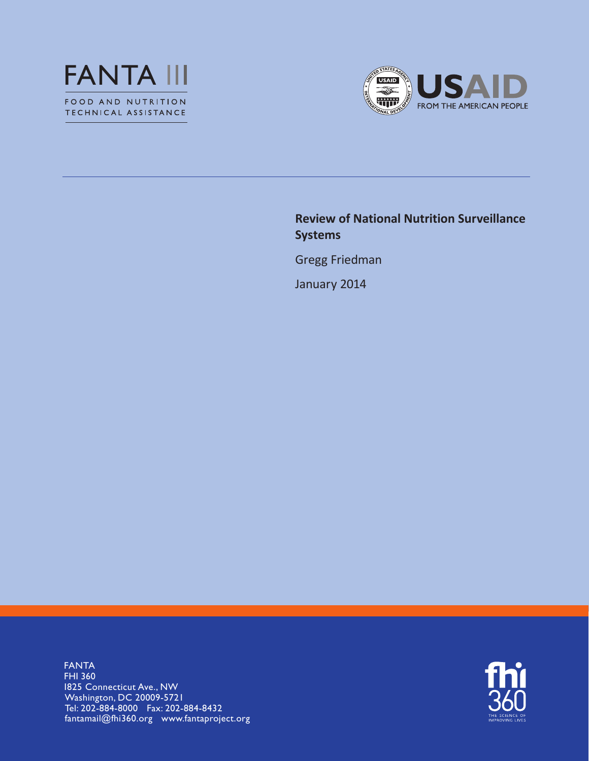FANTA III

FOOD AND NUTRITION TECHNICAL ASSISTANCE

USAID

FROM THE AMERICAN PEOPLE

# Review of National Nutrition Surveillance Systems

Gregg Friedman

January 2014

FANTA
FHI 360
1825 Connecticut Ave., NW
Washington, DC 20009-5721
Tel: 202-884-8000 Fax: 202-884-8432
fantamail@fhi360.org www.fantaproject.org

fhi 360 THE SCIENCE OF IMPROVING LIVES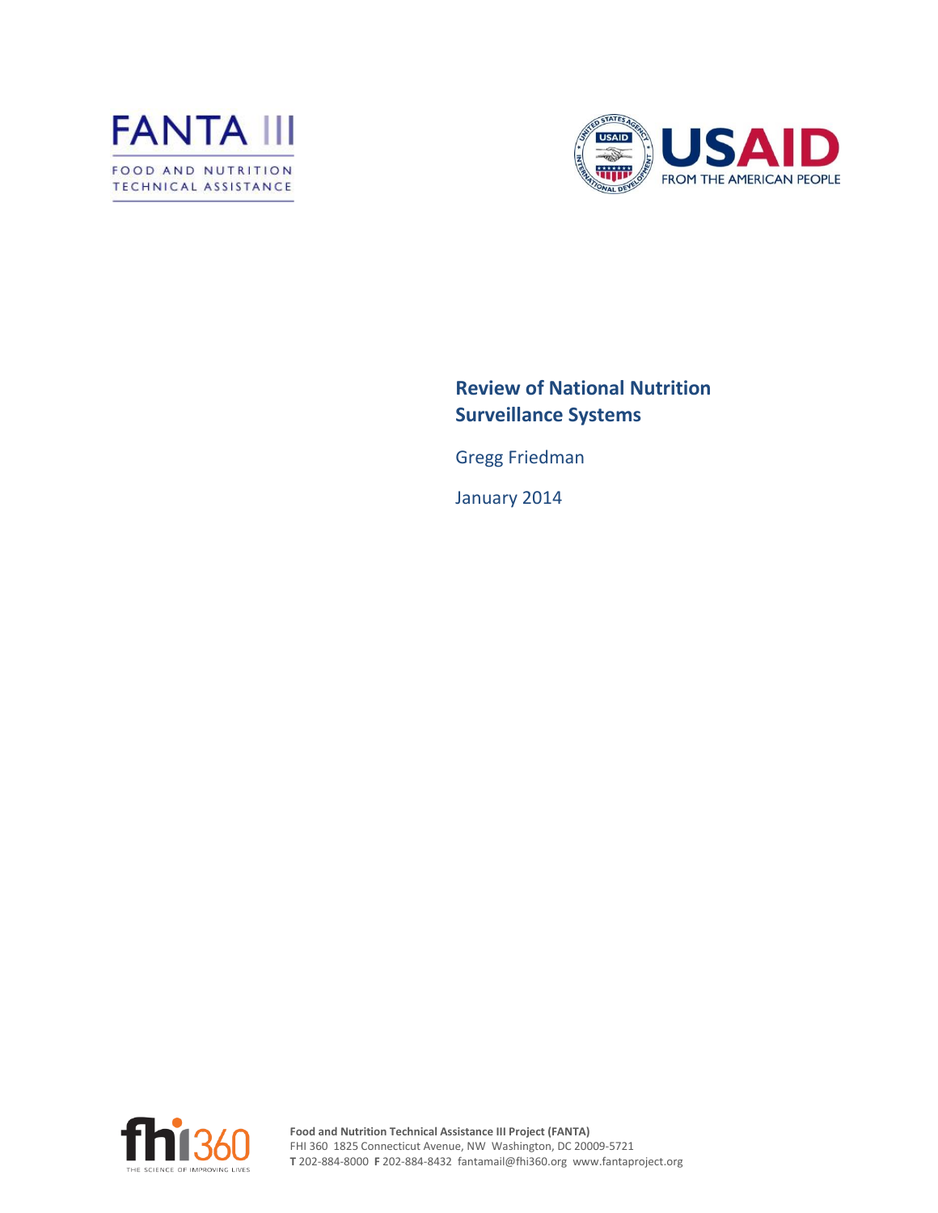FANTA III

FOOD AND NUTRITION TECHNICAL ASSISTANCE

USAID FROM THE AMERICAN PEOPLE

# Review of National Nutrition Surveillance Systems

Gregg Friedman

January 2014

**Food and Nutrition Technical Assistance III Project (FANTA)**
FHI 360 1825 Connecticut Avenue, NW Washington, DC 20009-5721
**T** 202-884-8000 **F** 202-884-8432 fantamail@fhi360.org www.fantaproject.org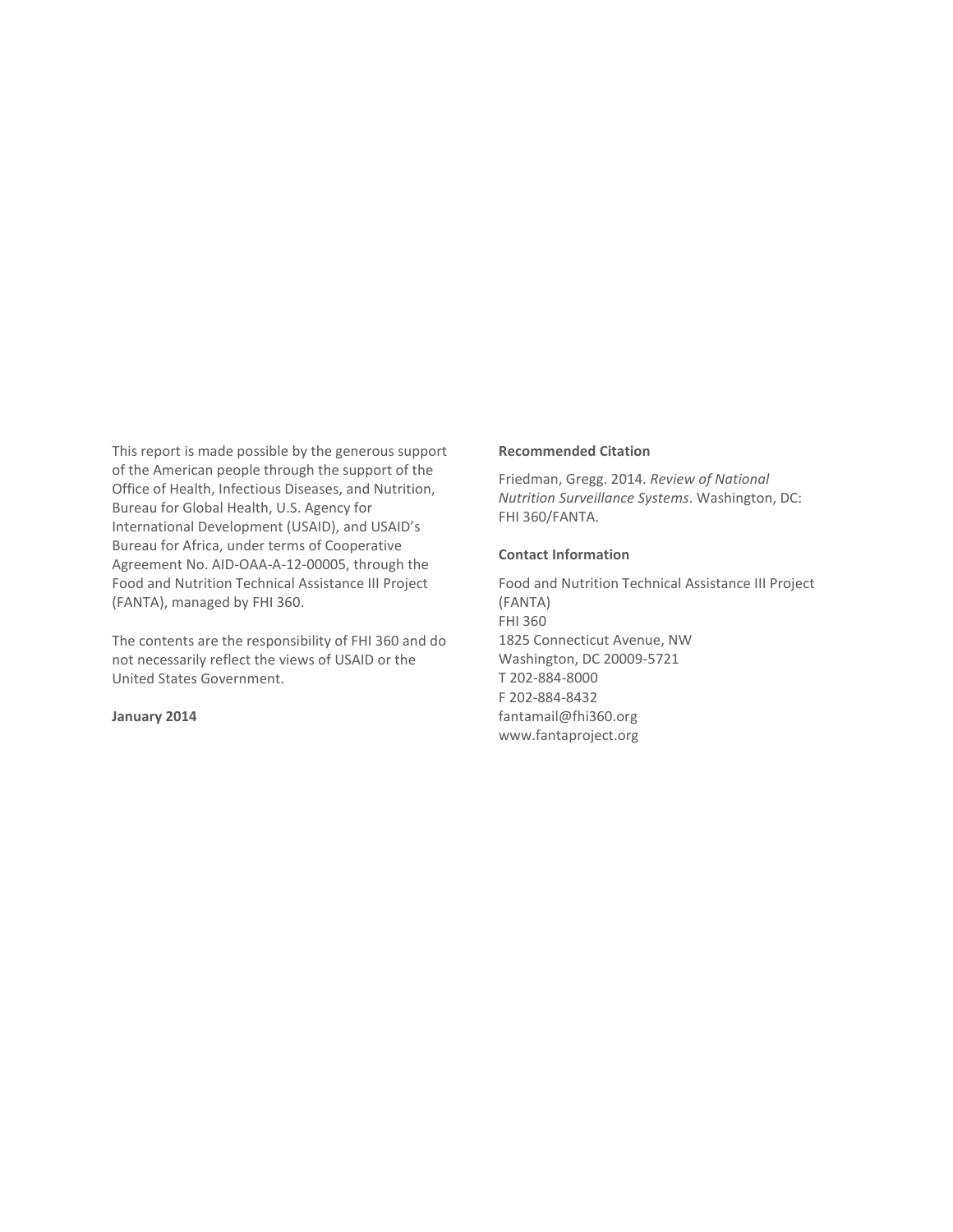This report is made possible by the generous support of the American people through the support of the Office of Health, Infectious Diseases, and Nutrition, Bureau for Global Health, U.S. Agency for International Development (USAID), and USAID's Bureau for Africa, under terms of Cooperative Agreement No. AID-OAA-A-12-00005, through the Food and Nutrition Technical Assistance III Project (FANTA), managed by FHI 360.

The contents are the responsibility of FHI 360 and do not necessarily reflect the views of USAID or the United States Government.

**January 2014**

**Recommended Citation**

Friedman, Gregg. 2014. *Review of National Nutrition Surveillance Systems*. Washington, DC: FHI 360/FANTA.

**Contact Information**

Food and Nutrition Technical Assistance III Project (FANTA)
FHI 360
1825 Connecticut Avenue, NW
Washington, DC 20009-5721
T 202-884-8000
F 202-884-8432
fantamail@fhi360.org
www.fantaproject.org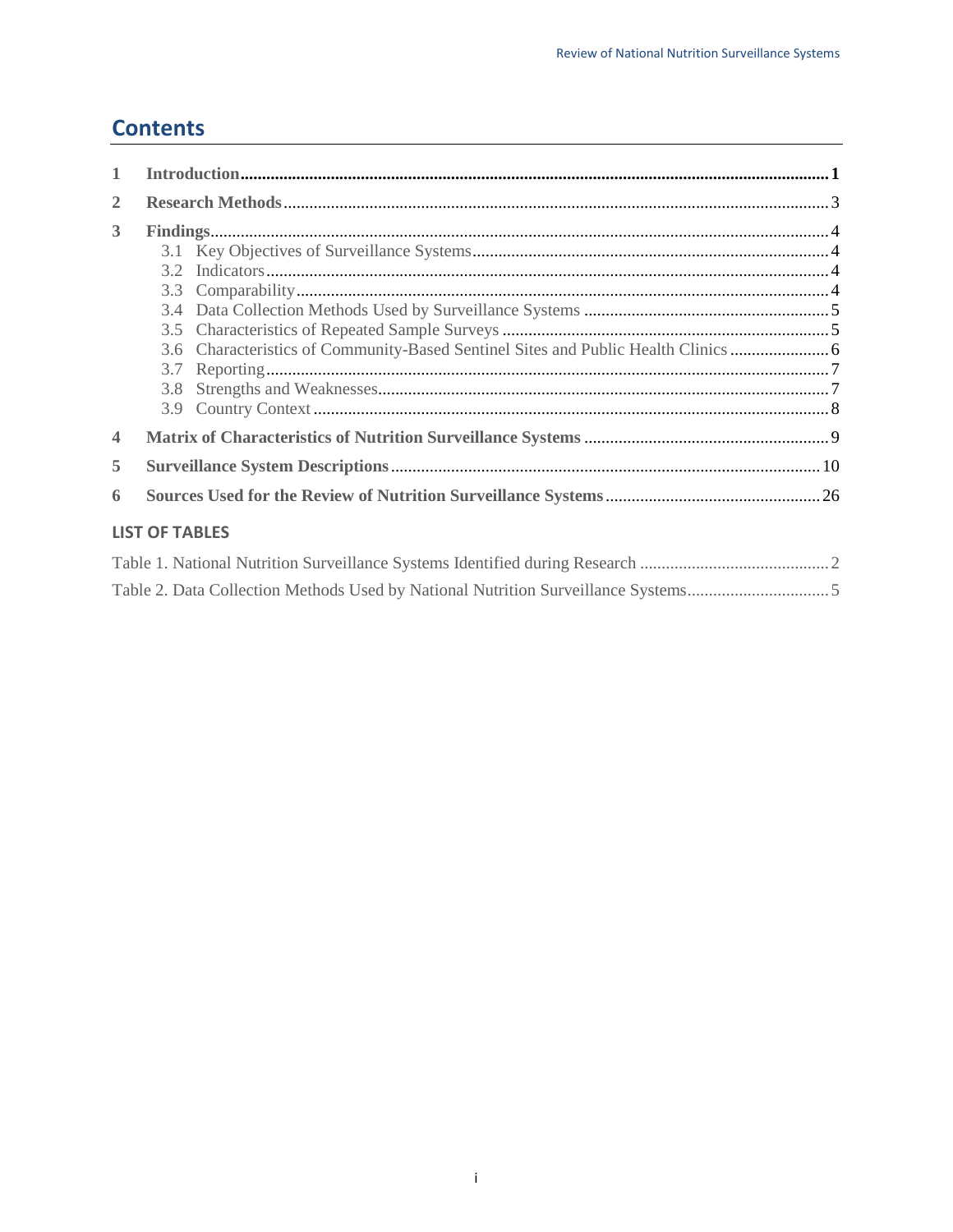# Contents

1 **Introduction** .......... 1

2 **Research Methods** .......... 3

3 **Findings** .......... 4

- 3.1 Key Objectives of Surveillance Systems .......... 4
- 3.2 Indicators .......... 4
- 3.3 Comparability .......... 4
- 3.4 Data Collection Methods Used by Surveillance Systems .......... 5
- 3.5 Characteristics of Repeated Sample Surveys .......... 5
- 3.6 Characteristics of Community-Based Sentinel Sites and Public Health Clinics .......... 6
- 3.7 Reporting .......... 7
- 3.8 Strengths and Weaknesses .......... 7
- 3.9 Country Context .......... 8

4 **Matrix of Characteristics of Nutrition Surveillance Systems** .......... 9

5 **Surveillance System Descriptions** .......... 10

6 **Sources Used for the Review of Nutrition Surveillance Systems** .......... 26

## LIST OF TABLES

Table 1. National Nutrition Surveillance Systems Identified during Research .......... 2

Table 2. Data Collection Methods Used by National Nutrition Surveillance Systems .......... 5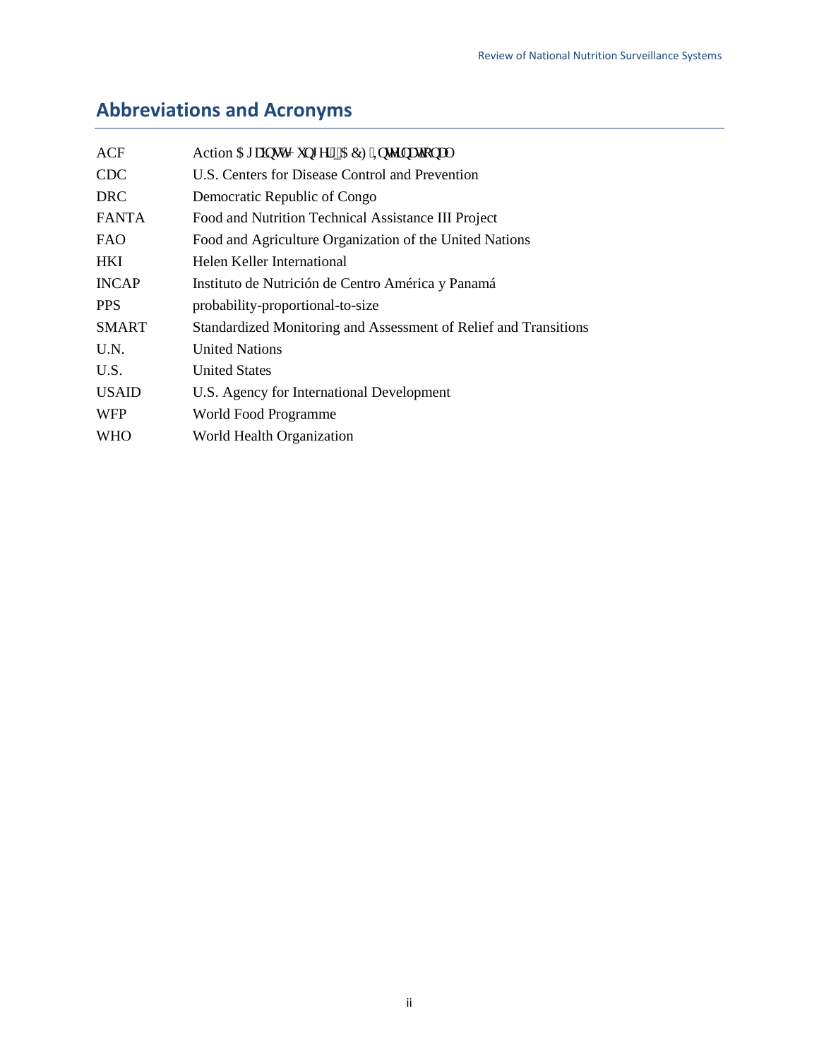## Abbreviations and Acronyms

| | |
|---|---|
| ACF | Action Against Hunger \| ACF International |
| CDC | U.S. Centers for Disease Control and Prevention |
| DRC | Democratic Republic of Congo |
| FANTA | Food and Nutrition Technical Assistance III Project |
| FAO | Food and Agriculture Organization of the United Nations |
| HKI | Helen Keller International |
| INCAP | Instituto de Nutrición de Centro América y Panamá |
| PPS | probability-proportional-to-size |
| SMART | Standardized Monitoring and Assessment of Relief and Transitions |
| U.N. | United Nations |
| U.S. | United States |
| USAID | U.S. Agency for International Development |
| WFP | World Food Programme |
| WHO | World Health Organization |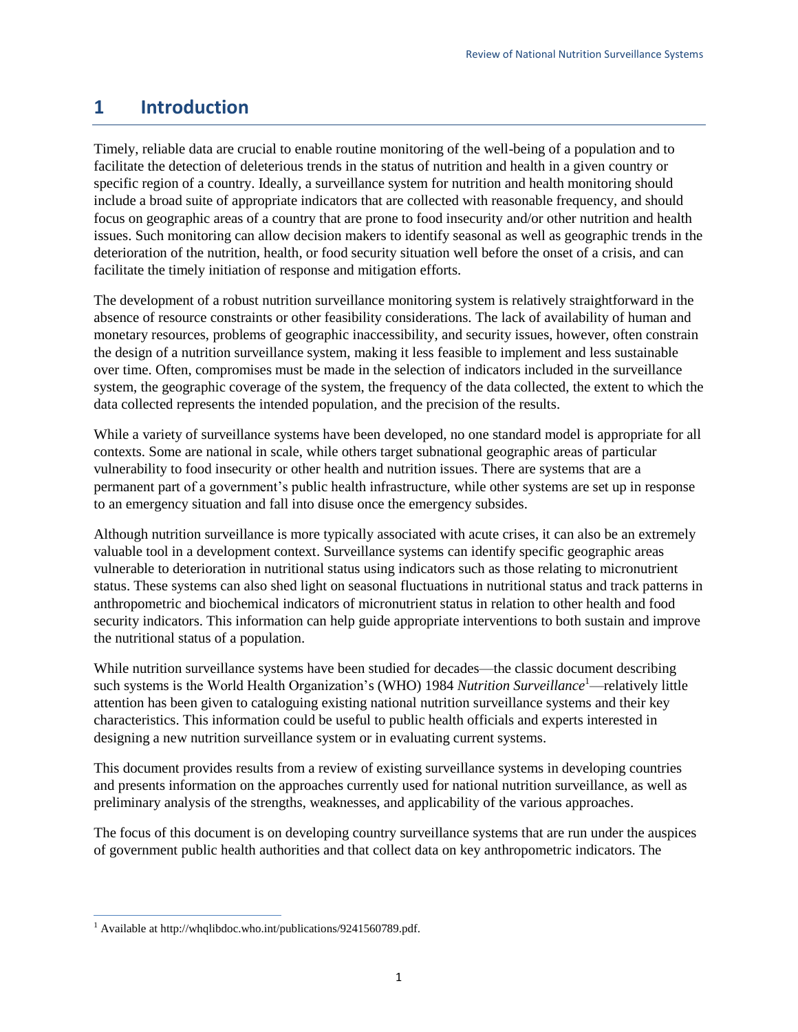# 1 Introduction

Timely, reliable data are crucial to enable routine monitoring of the well-being of a population and to facilitate the detection of deleterious trends in the status of nutrition and health in a given country or specific region of a country. Ideally, a surveillance system for nutrition and health monitoring should include a broad suite of appropriate indicators that are collected with reasonable frequency, and should focus on geographic areas of a country that are prone to food insecurity and/or other nutrition and health issues. Such monitoring can allow decision makers to identify seasonal as well as geographic trends in the deterioration of the nutrition, health, or food security situation well before the onset of a crisis, and can facilitate the timely initiation of response and mitigation efforts.

The development of a robust nutrition surveillance monitoring system is relatively straightforward in the absence of resource constraints or other feasibility considerations. The lack of availability of human and monetary resources, problems of geographic inaccessibility, and security issues, however, often constrain the design of a nutrition surveillance system, making it less feasible to implement and less sustainable over time. Often, compromises must be made in the selection of indicators included in the surveillance system, the geographic coverage of the system, the frequency of the data collected, the extent to which the data collected represents the intended population, and the precision of the results.

While a variety of surveillance systems have been developed, no one standard model is appropriate for all contexts. Some are national in scale, while others target subnational geographic areas of particular vulnerability to food insecurity or other health and nutrition issues. There are systems that are a permanent part of a government's public health infrastructure, while other systems are set up in response to an emergency situation and fall into disuse once the emergency subsides.

Although nutrition surveillance is more typically associated with acute crises, it can also be an extremely valuable tool in a development context. Surveillance systems can identify specific geographic areas vulnerable to deterioration in nutritional status using indicators such as those relating to micronutrient status. These systems can also shed light on seasonal fluctuations in nutritional status and track patterns in anthropometric and biochemical indicators of micronutrient status in relation to other health and food security indicators. This information can help guide appropriate interventions to both sustain and improve the nutritional status of a population.

While nutrition surveillance systems have been studied for decades—the classic document describing such systems is the World Health Organization's (WHO) 1984 *Nutrition Surveillance*[1]—relatively little attention has been given to cataloguing existing national nutrition surveillance systems and their key characteristics. This information could be useful to public health officials and experts interested in designing a new nutrition surveillance system or in evaluating current systems.

This document provides results from a review of existing surveillance systems in developing countries and presents information on the approaches currently used for national nutrition surveillance, as well as preliminary analysis of the strengths, weaknesses, and applicability of the various approaches.

The focus of this document is on developing country surveillance systems that are run under the auspices of government public health authorities and that collect data on key anthropometric indicators. The

[1] Available at http://whqlibdoc.who.int/publications/9241560789.pdf.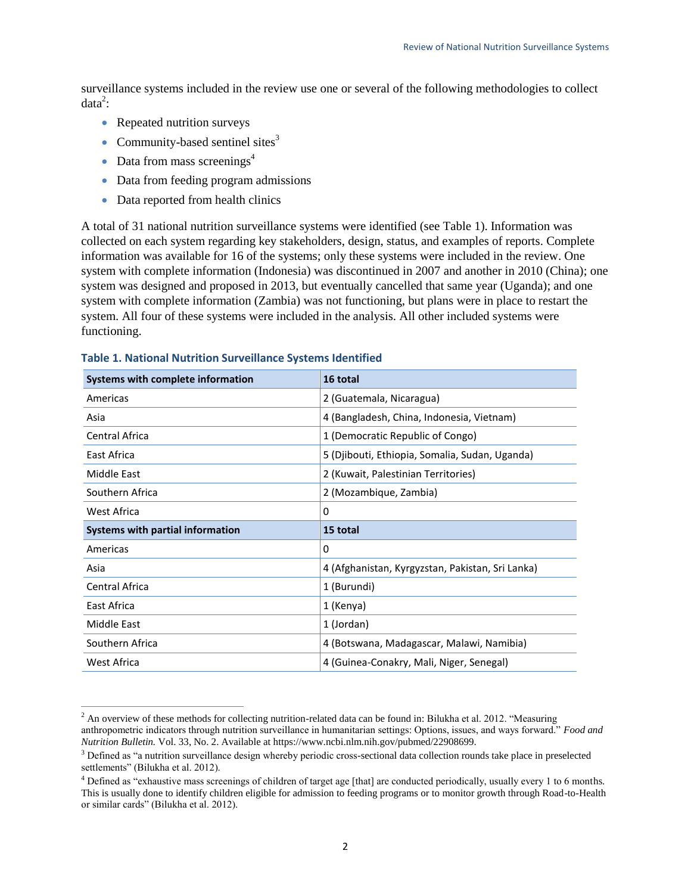surveillance systems included in the review use one or several of the following methodologies to collect data[2]:

- Repeated nutrition surveys
- Community-based sentinel sites[3]
- Data from mass screenings[4]
- Data from feeding program admissions
- Data reported from health clinics

A total of 31 national nutrition surveillance systems were identified (see Table 1). Information was collected on each system regarding key stakeholders, design, status, and examples of reports. Complete information was available for 16 of the systems; only these systems were included in the review. One system with complete information (Indonesia) was discontinued in 2007 and another in 2010 (China); one system was designed and proposed in 2013, but eventually cancelled that same year (Uganda); and one system with complete information (Zambia) was not functioning, but plans were in place to restart the system. All four of these systems were included in the analysis. All other included systems were functioning.

**Table 1. National Nutrition Surveillance Systems Identified**

| **Systems with complete information** | **16 total** |
|---|---|
| Americas | 2 (Guatemala, Nicaragua) |
| Asia | 4 (Bangladesh, China, Indonesia, Vietnam) |
| Central Africa | 1 (Democratic Republic of Congo) |
| East Africa | 5 (Djibouti, Ethiopia, Somalia, Sudan, Uganda) |
| Middle East | 2 (Kuwait, Palestinian Territories) |
| Southern Africa | 2 (Mozambique, Zambia) |
| West Africa | 0 |
| **Systems with partial information** | **15 total** |
| Americas | 0 |
| Asia | 4 (Afghanistan, Kyrgyzstan, Pakistan, Sri Lanka) |
| Central Africa | 1 (Burundi) |
| East Africa | 1 (Kenya) |
| Middle East | 1 (Jordan) |
| Southern Africa | 4 (Botswana, Madagascar, Malawi, Namibia) |
| West Africa | 4 (Guinea-Conakry, Mali, Niger, Senegal) |

[2] An overview of these methods for collecting nutrition-related data can be found in: Bilukha et al. 2012. "Measuring anthropometric indicators through nutrition surveillance in humanitarian settings: Options, issues, and ways forward." *Food and Nutrition Bulletin.* Vol. 33, No. 2. Available at https://www.ncbi.nlm.nih.gov/pubmed/22908699.

[3] Defined as "a nutrition surveillance design whereby periodic cross-sectional data collection rounds take place in preselected settlements" (Bilukha et al. 2012).

[4] Defined as "exhaustive mass screenings of children of target age [that] are conducted periodically, usually every 1 to 6 months. This is usually done to identify children eligible for admission to feeding programs or to monitor growth through Road-to-Health or similar cards" (Bilukha et al. 2012).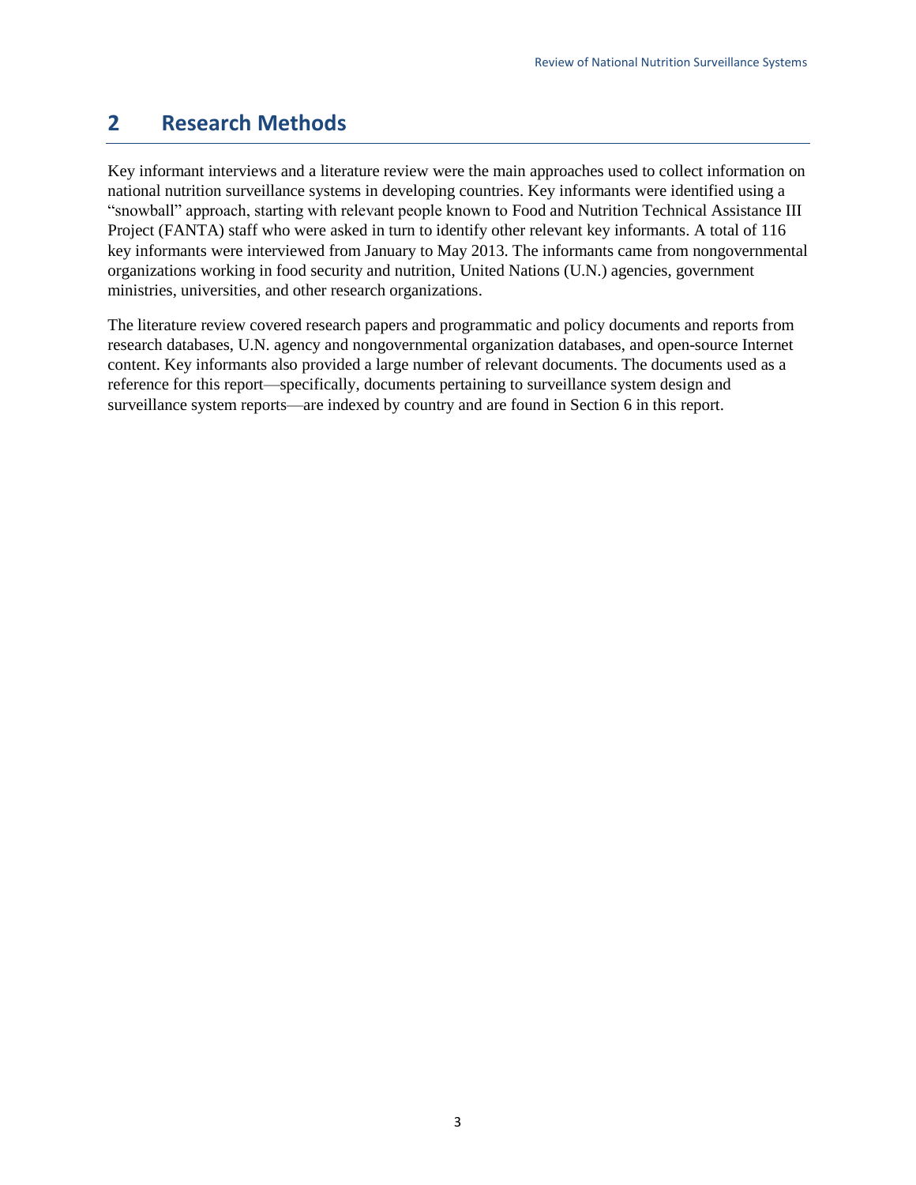# 2 Research Methods

Key informant interviews and a literature review were the main approaches used to collect information on national nutrition surveillance systems in developing countries. Key informants were identified using a "snowball" approach, starting with relevant people known to Food and Nutrition Technical Assistance III Project (FANTA) staff who were asked in turn to identify other relevant key informants. A total of 116 key informants were interviewed from January to May 2013. The informants came from nongovernmental organizations working in food security and nutrition, United Nations (U.N.) agencies, government ministries, universities, and other research organizations.

The literature review covered research papers and programmatic and policy documents and reports from research databases, U.N. agency and nongovernmental organization databases, and open-source Internet content. Key informants also provided a large number of relevant documents. The documents used as a reference for this report—specifically, documents pertaining to surveillance system design and surveillance system reports—are indexed by country and are found in Section 6 in this report.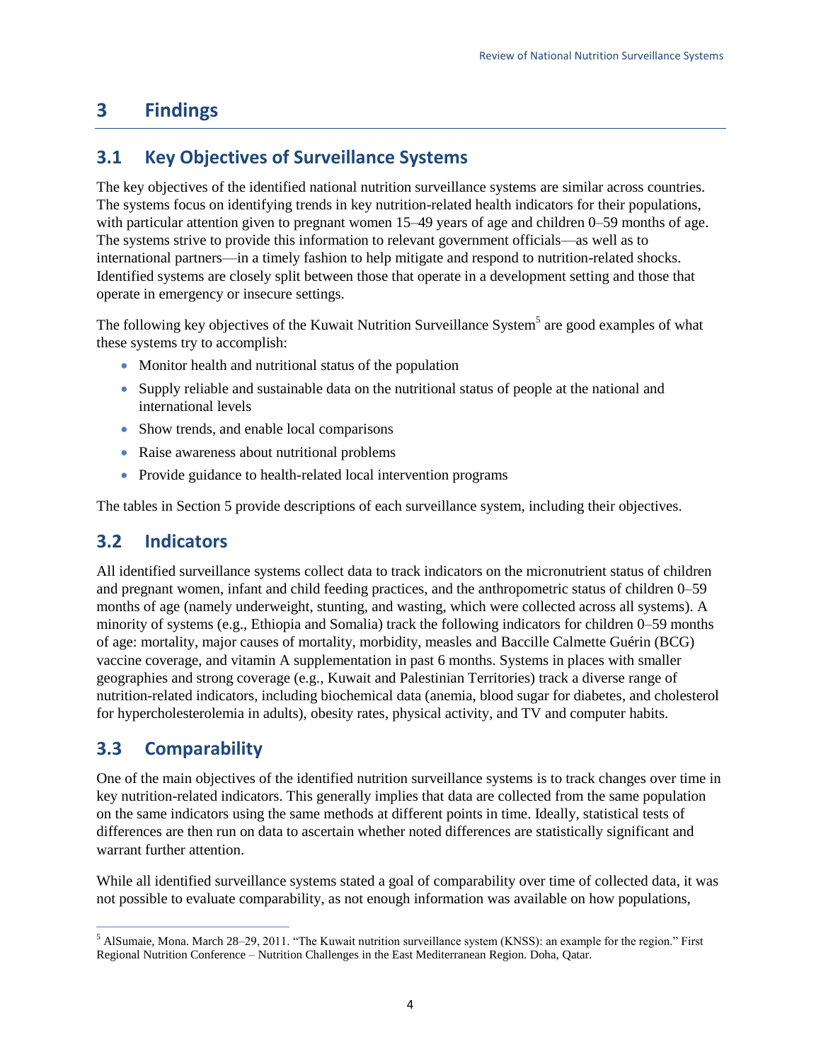# 3 Findings

## 3.1 Key Objectives of Surveillance Systems

The key objectives of the identified national nutrition surveillance systems are similar across countries. The systems focus on identifying trends in key nutrition-related health indicators for their populations, with particular attention given to pregnant women 15–49 years of age and children 0–59 months of age. The systems strive to provide this information to relevant government officials—as well as to international partners—in a timely fashion to help mitigate and respond to nutrition-related shocks. Identified systems are closely split between those that operate in a development setting and those that operate in emergency or insecure settings.

The following key objectives of the Kuwait Nutrition Surveillance System[5] are good examples of what these systems try to accomplish:

- Monitor health and nutritional status of the population
- Supply reliable and sustainable data on the nutritional status of people at the national and international levels
- Show trends, and enable local comparisons
- Raise awareness about nutritional problems
- Provide guidance to health-related local intervention programs

The tables in Section 5 provide descriptions of each surveillance system, including their objectives.

## 3.2 Indicators

All identified surveillance systems collect data to track indicators on the micronutrient status of children and pregnant women, infant and child feeding practices, and the anthropometric status of children 0–59 months of age (namely underweight, stunting, and wasting, which were collected across all systems). A minority of systems (e.g., Ethiopia and Somalia) track the following indicators for children 0–59 months of age: mortality, major causes of mortality, morbidity, measles and Baccille Calmette Guérin (BCG) vaccine coverage, and vitamin A supplementation in past 6 months. Systems in places with smaller geographies and strong coverage (e.g., Kuwait and Palestinian Territories) track a diverse range of nutrition-related indicators, including biochemical data (anemia, blood sugar for diabetes, and cholesterol for hypercholesterolemia in adults), obesity rates, physical activity, and TV and computer habits.

## 3.3 Comparability

One of the main objectives of the identified nutrition surveillance systems is to track changes over time in key nutrition-related indicators. This generally implies that data are collected from the same population on the same indicators using the same methods at different points in time. Ideally, statistical tests of differences are then run on data to ascertain whether noted differences are statistically significant and warrant further attention.

While all identified surveillance systems stated a goal of comparability over time of collected data, it was not possible to evaluate comparability, as not enough information was available on how populations,

---

[5] AlSumaie, Mona. March 28–29, 2011. "The Kuwait nutrition surveillance system (KNSS): an example for the region." First Regional Nutrition Conference – Nutrition Challenges in the East Mediterranean Region. Doha, Qatar.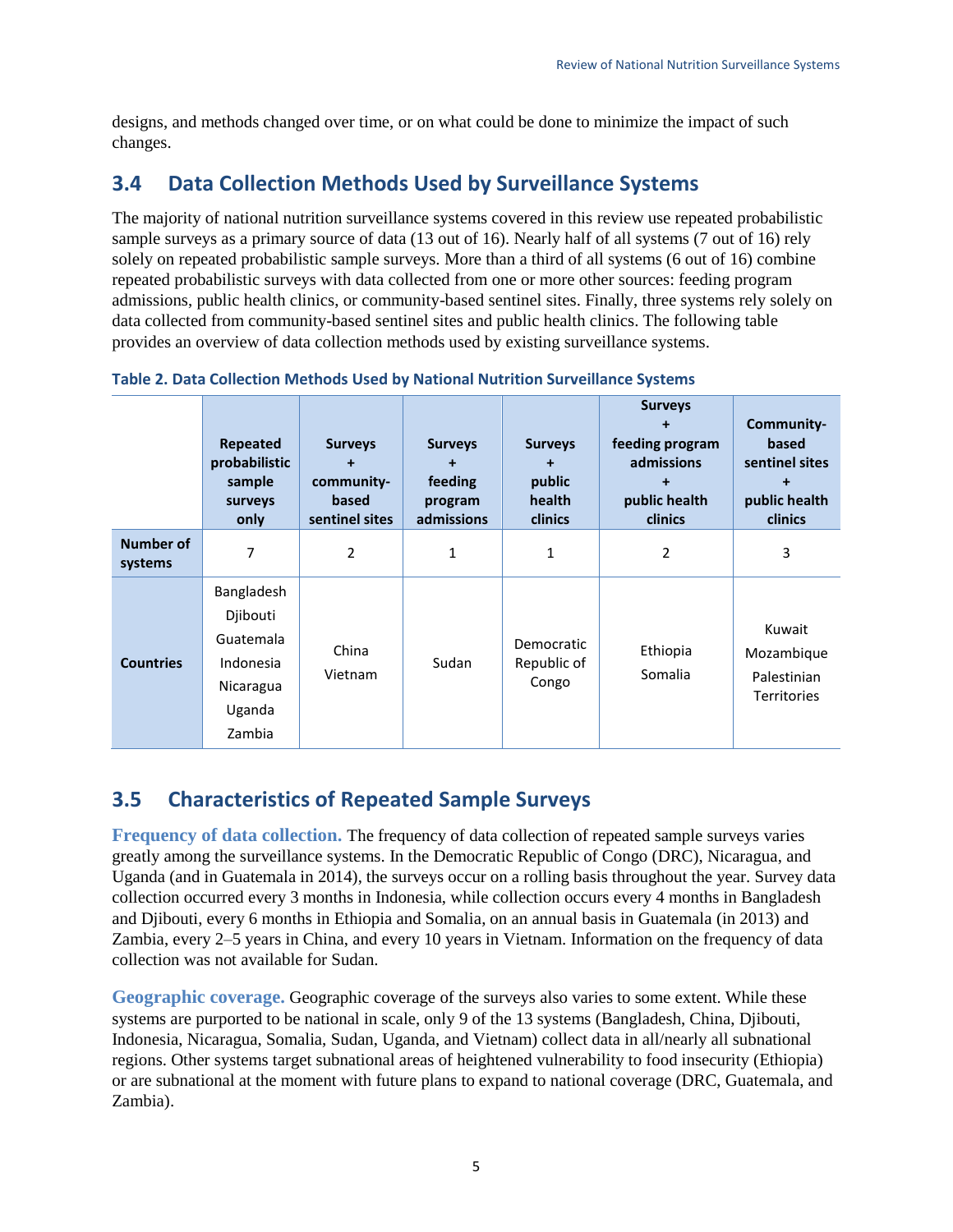designs, and methods changed over time, or on what could be done to minimize the impact of such changes.

## 3.4 Data Collection Methods Used by Surveillance Systems

The majority of national nutrition surveillance systems covered in this review use repeated probabilistic sample surveys as a primary source of data (13 out of 16). Nearly half of all systems (7 out of 16) rely solely on repeated probabilistic sample surveys. More than a third of all systems (6 out of 16) combine repeated probabilistic surveys with data collected from one or more other sources: feeding program admissions, public health clinics, or community-based sentinel sites. Finally, three systems rely solely on data collected from community-based sentinel sites and public health clinics. The following table provides an overview of data collection methods used by existing surveillance systems.

**Table 2. Data Collection Methods Used by National Nutrition Surveillance Systems**

| | Repeated probabilistic sample surveys only | Surveys + community-based sentinel sites | Surveys + feeding program admissions | Surveys + public health clinics | Surveys + feeding program admissions + public health clinics | Community-based sentinel sites + public health clinics |
|---|---|---|---|---|---|---|
| **Number of systems** | 7 | 2 | 1 | 1 | 2 | 3 |
| **Countries** | Bangladesh<br>Djibouti<br>Guatemala<br>Indonesia<br>Nicaragua<br>Uganda<br>Zambia | China<br>Vietnam | Sudan | Democratic Republic of Congo | Ethiopia<br>Somalia | Kuwait<br>Mozambique<br>Palestinian Territories |

## 3.5 Characteristics of Repeated Sample Surveys

**Frequency of data collection.** The frequency of data collection of repeated sample surveys varies greatly among the surveillance systems. In the Democratic Republic of Congo (DRC), Nicaragua, and Uganda (and in Guatemala in 2014), the surveys occur on a rolling basis throughout the year. Survey data collection occurred every 3 months in Indonesia, while collection occurs every 4 months in Bangladesh and Djibouti, every 6 months in Ethiopia and Somalia, on an annual basis in Guatemala (in 2013) and Zambia, every 2–5 years in China, and every 10 years in Vietnam. Information on the frequency of data collection was not available for Sudan.

**Geographic coverage.** Geographic coverage of the surveys also varies to some extent. While these systems are purported to be national in scale, only 9 of the 13 systems (Bangladesh, China, Djibouti, Indonesia, Nicaragua, Somalia, Sudan, Uganda, and Vietnam) collect data in all/nearly all subnational regions. Other systems target subnational areas of heightened vulnerability to food insecurity (Ethiopia) or are subnational at the moment with future plans to expand to national coverage (DRC, Guatemala, and Zambia).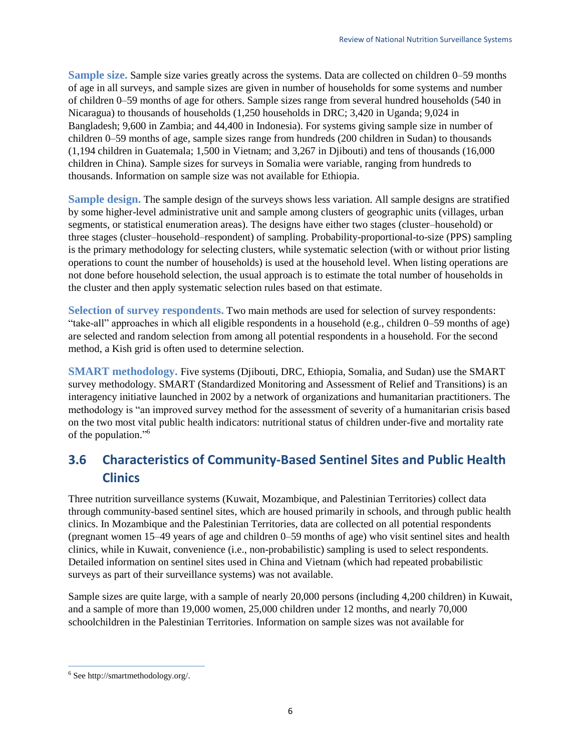**Sample size.** Sample size varies greatly across the systems. Data are collected on children 0–59 months of age in all surveys, and sample sizes are given in number of households for some systems and number of children 0–59 months of age for others. Sample sizes range from several hundred households (540 in Nicaragua) to thousands of households (1,250 households in DRC; 3,420 in Uganda; 9,024 in Bangladesh; 9,600 in Zambia; and 44,400 in Indonesia). For systems giving sample size in number of children 0–59 months of age, sample sizes range from hundreds (200 children in Sudan) to thousands (1,194 children in Guatemala; 1,500 in Vietnam; and 3,267 in Djibouti) and tens of thousands (16,000 children in China). Sample sizes for surveys in Somalia were variable, ranging from hundreds to thousands. Information on sample size was not available for Ethiopia.

**Sample design.** The sample design of the surveys shows less variation. All sample designs are stratified by some higher-level administrative unit and sample among clusters of geographic units (villages, urban segments, or statistical enumeration areas). The designs have either two stages (cluster–household) or three stages (cluster–household–respondent) of sampling. Probability-proportional-to-size (PPS) sampling is the primary methodology for selecting clusters, while systematic selection (with or without prior listing operations to count the number of households) is used at the household level. When listing operations are not done before household selection, the usual approach is to estimate the total number of households in the cluster and then apply systematic selection rules based on that estimate.

**Selection of survey respondents.** Two main methods are used for selection of survey respondents: "take-all" approaches in which all eligible respondents in a household (e.g., children 0–59 months of age) are selected and random selection from among all potential respondents in a household. For the second method, a Kish grid is often used to determine selection.

**SMART methodology.** Five systems (Djibouti, DRC, Ethiopia, Somalia, and Sudan) use the SMART survey methodology. SMART (Standardized Monitoring and Assessment of Relief and Transitions) is an interagency initiative launched in 2002 by a network of organizations and humanitarian practitioners. The methodology is "an improved survey method for the assessment of severity of a humanitarian crisis based on the two most vital public health indicators: nutritional status of children under-five and mortality rate of the population."[6]

## 3.6 Characteristics of Community-Based Sentinel Sites and Public Health Clinics

Three nutrition surveillance systems (Kuwait, Mozambique, and Palestinian Territories) collect data through community-based sentinel sites, which are housed primarily in schools, and through public health clinics. In Mozambique and the Palestinian Territories, data are collected on all potential respondents (pregnant women 15–49 years of age and children 0–59 months of age) who visit sentinel sites and health clinics, while in Kuwait, convenience (i.e., non-probabilistic) sampling is used to select respondents. Detailed information on sentinel sites used in China and Vietnam (which had repeated probabilistic surveys as part of their surveillance systems) was not available.

Sample sizes are quite large, with a sample of nearly 20,000 persons (including 4,200 children) in Kuwait, and a sample of more than 19,000 women, 25,000 children under 12 months, and nearly 70,000 schoolchildren in the Palestinian Territories. Information on sample sizes was not available for

---

[6] See http://smartmethodology.org/.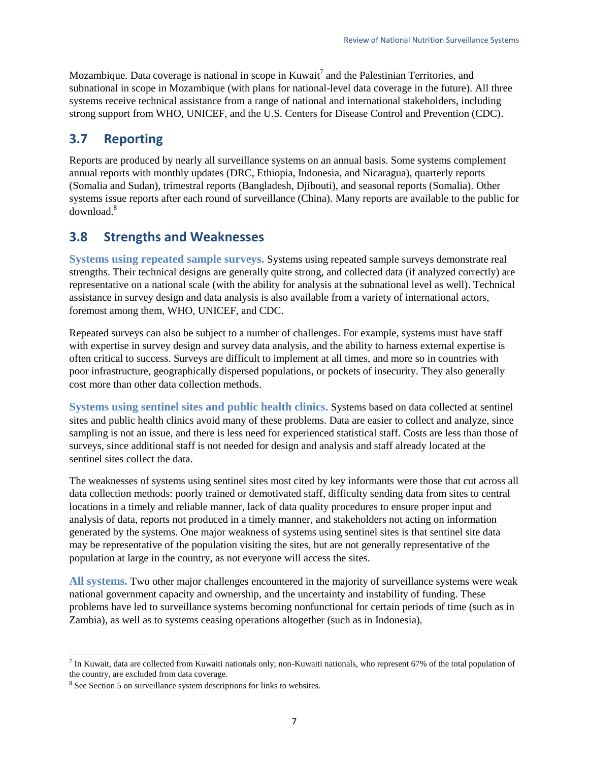Mozambique. Data coverage is national in scope in Kuwait[7] and the Palestinian Territories, and subnational in scope in Mozambique (with plans for national-level data coverage in the future). All three systems receive technical assistance from a range of national and international stakeholders, including strong support from WHO, UNICEF, and the U.S. Centers for Disease Control and Prevention (CDC).

## 3.7 Reporting

Reports are produced by nearly all surveillance systems on an annual basis. Some systems complement annual reports with monthly updates (DRC, Ethiopia, Indonesia, and Nicaragua), quarterly reports (Somalia and Sudan), trimestral reports (Bangladesh, Djibouti), and seasonal reports (Somalia). Other systems issue reports after each round of surveillance (China). Many reports are available to the public for download.[8]

## 3.8 Strengths and Weaknesses

**Systems using repeated sample surveys.** Systems using repeated sample surveys demonstrate real strengths. Their technical designs are generally quite strong, and collected data (if analyzed correctly) are representative on a national scale (with the ability for analysis at the subnational level as well). Technical assistance in survey design and data analysis is also available from a variety of international actors, foremost among them, WHO, UNICEF, and CDC.

Repeated surveys can also be subject to a number of challenges. For example, systems must have staff with expertise in survey design and survey data analysis, and the ability to harness external expertise is often critical to success. Surveys are difficult to implement at all times, and more so in countries with poor infrastructure, geographically dispersed populations, or pockets of insecurity. They also generally cost more than other data collection methods.

**Systems using sentinel sites and public health clinics.** Systems based on data collected at sentinel sites and public health clinics avoid many of these problems. Data are easier to collect and analyze, since sampling is not an issue, and there is less need for experienced statistical staff. Costs are less than those of surveys, since additional staff is not needed for design and analysis and staff already located at the sentinel sites collect the data.

The weaknesses of systems using sentinel sites most cited by key informants were those that cut across all data collection methods: poorly trained or demotivated staff, difficulty sending data from sites to central locations in a timely and reliable manner, lack of data quality procedures to ensure proper input and analysis of data, reports not produced in a timely manner, and stakeholders not acting on information generated by the systems. One major weakness of systems using sentinel sites is that sentinel site data may be representative of the population visiting the sites, but are not generally representative of the population at large in the country, as not everyone will access the sites.

**All systems.** Two other major challenges encountered in the majority of surveillance systems were weak national government capacity and ownership, and the uncertainty and instability of funding. These problems have led to surveillance systems becoming nonfunctional for certain periods of time (such as in Zambia), as well as to systems ceasing operations altogether (such as in Indonesia).

---

[7] In Kuwait, data are collected from Kuwaiti nationals only; non-Kuwaiti nationals, who represent 67% of the total population of the country, are excluded from data coverage.

[8] See Section 5 on surveillance system descriptions for links to websites.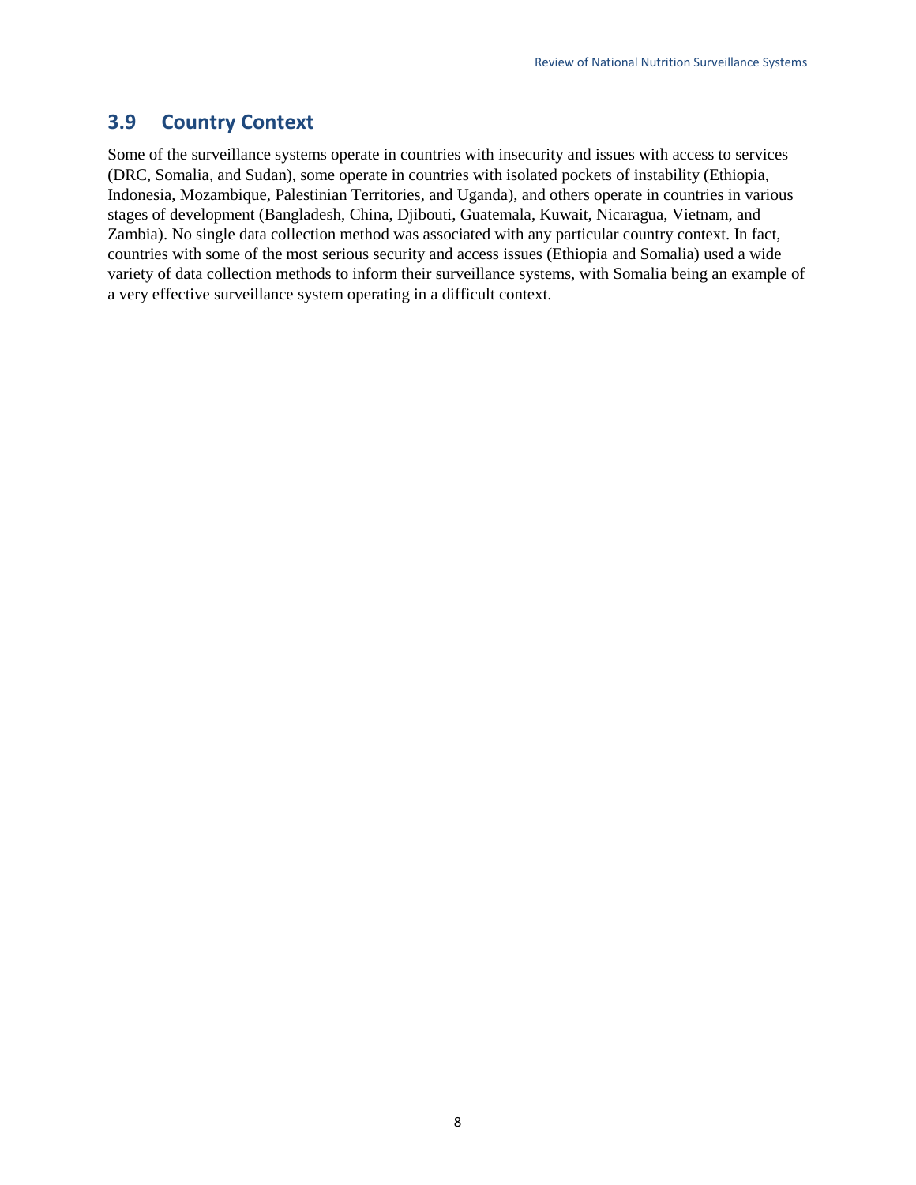## 3.9 Country Context

Some of the surveillance systems operate in countries with insecurity and issues with access to services (DRC, Somalia, and Sudan), some operate in countries with isolated pockets of instability (Ethiopia, Indonesia, Mozambique, Palestinian Territories, and Uganda), and others operate in countries in various stages of development (Bangladesh, China, Djibouti, Guatemala, Kuwait, Nicaragua, Vietnam, and Zambia). No single data collection method was associated with any particular country context. In fact, countries with some of the most serious security and access issues (Ethiopia and Somalia) used a wide variety of data collection methods to inform their surveillance systems, with Somalia being an example of a very effective surveillance system operating in a difficult context.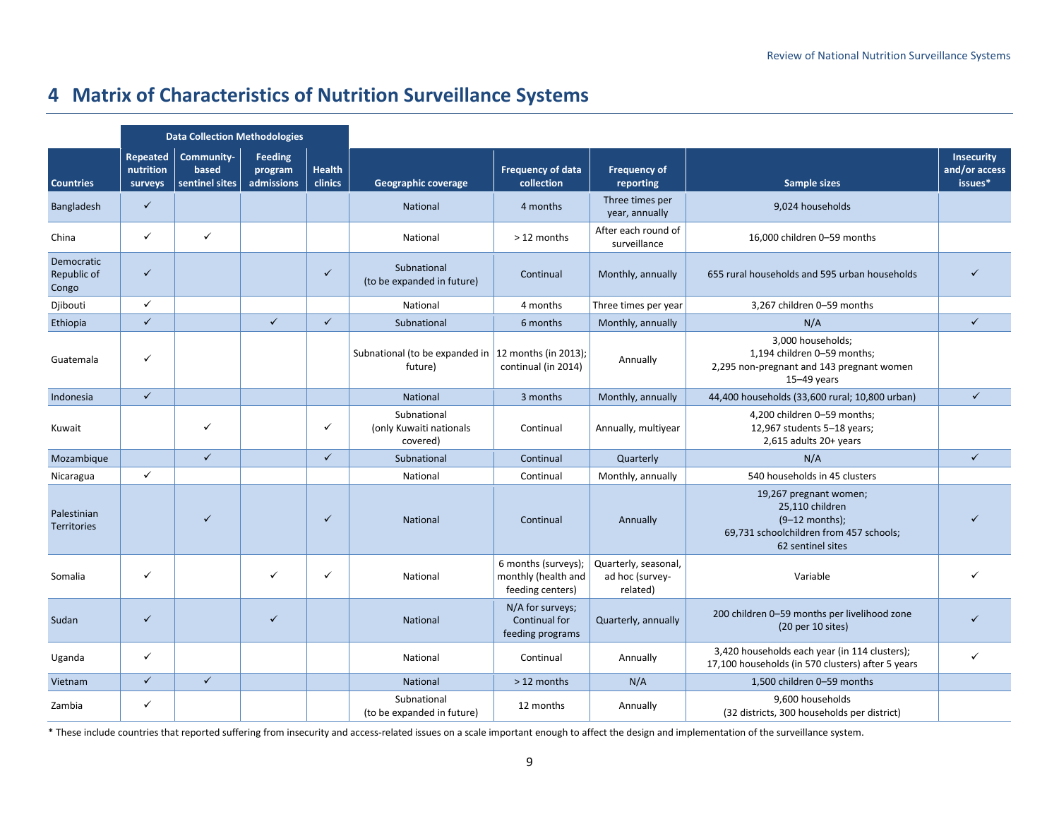# 4 Matrix of Characteristics of Nutrition Surveillance Systems

| | Data Collection Methodologies | | | | | | | | |
|---|---|---|---|---|---|---|---|---|---|
| Countries | Repeated nutrition surveys | Community-based sentinel sites | Feeding program admissions | Health clinics | Geographic coverage | Frequency of data collection | Frequency of reporting | Sample sizes | Insecurity and/or access issues* |
| Bangladesh | ✓ | | | | National | 4 months | Three times per year, annually | 9,024 households | |
| China | ✓ | ✓ | | | National | > 12 months | After each round of surveillance | 16,000 children 0–59 months | |
| Democratic Republic of Congo | ✓ | | | ✓ | Subnational (to be expanded in future) | Continual | Monthly, annually | 655 rural households and 595 urban households | ✓ |
| Djibouti | ✓ | | | | National | 4 months | Three times per year | 3,267 children 0–59 months | |
| Ethiopia | ✓ | | ✓ | ✓ | Subnational | 6 months | Monthly, annually | N/A | ✓ |
| Guatemala | ✓ | | | | Subnational (to be expanded in future) | 12 months (in 2013); continual (in 2014) | Annually | 3,000 households; 1,194 children 0–59 months; 2,295 non-pregnant and 143 pregnant women 15–49 years | |
| Indonesia | ✓ | | | | National | 3 months | Monthly, annually | 44,400 households (33,600 rural; 10,800 urban) | ✓ |
| Kuwait | | ✓ | | ✓ | Subnational (only Kuwaiti nationals covered) | Continual | Annually, multiyear | 4,200 children 0–59 months; 12,967 students 5–18 years; 2,615 adults 20+ years | |
| Mozambique | | ✓ | | ✓ | Subnational | Continual | Quarterly | N/A | ✓ |
| Nicaragua | ✓ | | | | National | Continual | Monthly, annually | 540 households in 45 clusters | |
| Palestinian Territories | | ✓ | | ✓ | National | Continual | Annually | 19,267 pregnant women; 25,110 children (9–12 months); 69,731 schoolchildren from 457 schools; 62 sentinel sites | ✓ |
| Somalia | ✓ | | ✓ | ✓ | National | 6 months (surveys); monthly (health and feeding centers) | Quarterly, seasonal, ad hoc (survey-related) | Variable | ✓ |
| Sudan | ✓ | | ✓ | | National | N/A for surveys; Continual for feeding programs | Quarterly, annually | 200 children 0–59 months per livelihood zone (20 per 10 sites) | ✓ |
| Uganda | ✓ | | | | National | Continual | Annually | 3,420 households each year (in 114 clusters); 17,100 households (in 570 clusters) after 5 years | ✓ |
| Vietnam | ✓ | ✓ | | | National | > 12 months | N/A | 1,500 children 0–59 months | |
| Zambia | ✓ | | | | Subnational (to be expanded in future) | 12 months | Annually | 9,600 households (32 districts, 300 households per district) | |

* These include countries that reported suffering from insecurity and access-related issues on a scale important enough to affect the design and implementation of the surveillance system.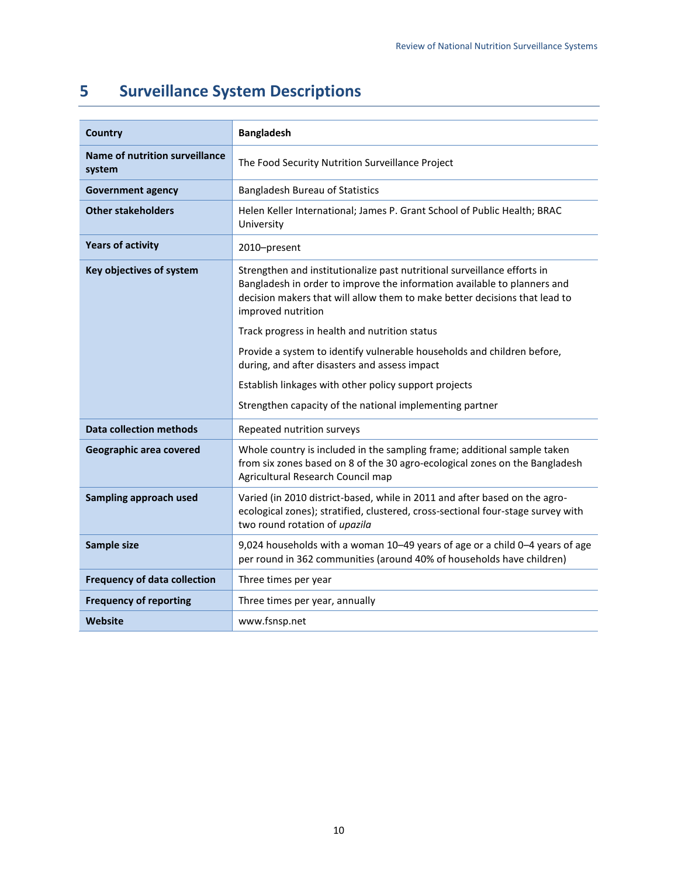# 5 Surveillance System Descriptions

| Country | Bangladesh |
|---|---|
| **Name of nutrition surveillance system** | The Food Security Nutrition Surveillance Project |
| **Government agency** | Bangladesh Bureau of Statistics |
| **Other stakeholders** | Helen Keller International; James P. Grant School of Public Health; BRAC University |
| **Years of activity** | 2010–present |
| **Key objectives of system** | Strengthen and institutionalize past nutritional surveillance efforts in Bangladesh in order to improve the information available to planners and decision makers that will allow them to make better decisions that lead to improved nutrition<br><br>Track progress in health and nutrition status<br><br>Provide a system to identify vulnerable households and children before, during, and after disasters and assess impact<br><br>Establish linkages with other policy support projects<br><br>Strengthen capacity of the national implementing partner |
| **Data collection methods** | Repeated nutrition surveys |
| **Geographic area covered** | Whole country is included in the sampling frame; additional sample taken from six zones based on 8 of the 30 agro-ecological zones on the Bangladesh Agricultural Research Council map |
| **Sampling approach used** | Varied (in 2010 district-based, while in 2011 and after based on the agro-ecological zones); stratified, clustered, cross-sectional four-stage survey with two round rotation of *upazila* |
| **Sample size** | 9,024 households with a woman 10–49 years of age or a child 0–4 years of age per round in 362 communities (around 40% of households have children) |
| **Frequency of data collection** | Three times per year |
| **Frequency of reporting** | Three times per year, annually |
| **Website** | www.fsnsp.net |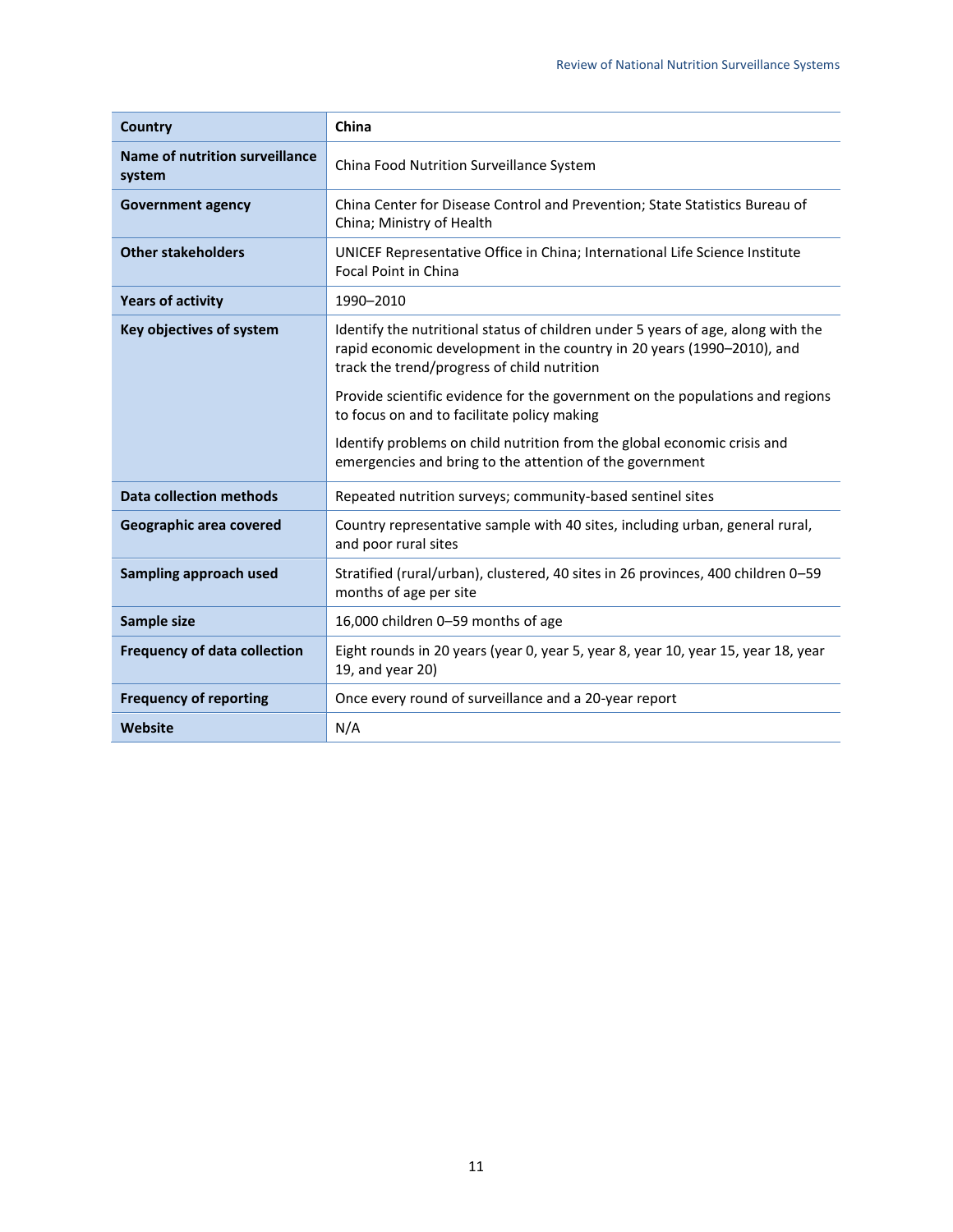| Country | China |
|---|---|
| **Name of nutrition surveillance system** | China Food Nutrition Surveillance System |
| **Government agency** | China Center for Disease Control and Prevention; State Statistics Bureau of China; Ministry of Health |
| **Other stakeholders** | UNICEF Representative Office in China; International Life Science Institute Focal Point in China |
| **Years of activity** | 1990–2010 |
| **Key objectives of system** | Identify the nutritional status of children under 5 years of age, along with the rapid economic development in the country in 20 years (1990–2010), and track the trend/progress of child nutrition<br><br>Provide scientific evidence for the government on the populations and regions to focus on and to facilitate policy making<br><br>Identify problems on child nutrition from the global economic crisis and emergencies and bring to the attention of the government |
| **Data collection methods** | Repeated nutrition surveys; community-based sentinel sites |
| **Geographic area covered** | Country representative sample with 40 sites, including urban, general rural, and poor rural sites |
| **Sampling approach used** | Stratified (rural/urban), clustered, 40 sites in 26 provinces, 400 children 0–59 months of age per site |
| **Sample size** | 16,000 children 0–59 months of age |
| **Frequency of data collection** | Eight rounds in 20 years (year 0, year 5, year 8, year 10, year 15, year 18, year 19, and year 20) |
| **Frequency of reporting** | Once every round of surveillance and a 20-year report |
| **Website** | N/A |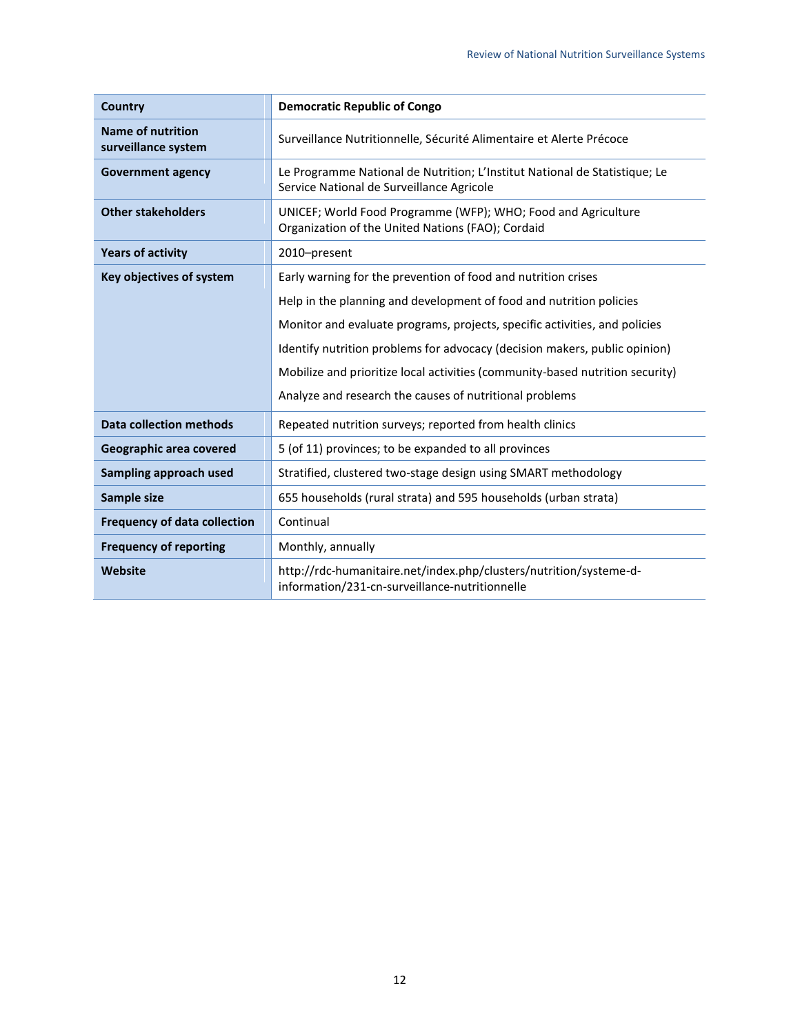| Country | Democratic Republic of Congo |
|---|---|
| Name of nutrition surveillance system | Surveillance Nutritionnelle, Sécurité Alimentaire et Alerte Précoce |
| Government agency | Le Programme National de Nutrition; L'Institut National de Statistique; Le Service National de Surveillance Agricole |
| Other stakeholders | UNICEF; World Food Programme (WFP); WHO; Food and Agriculture Organization of the United Nations (FAO); Cordaid |
| Years of activity | 2010–present |
| Key objectives of system | Early warning for the prevention of food and nutrition crises |
| | Help in the planning and development of food and nutrition policies |
| | Monitor and evaluate programs, projects, specific activities, and policies |
| | Identify nutrition problems for advocacy (decision makers, public opinion) |
| | Mobilize and prioritize local activities (community-based nutrition security) |
| | Analyze and research the causes of nutritional problems |
| Data collection methods | Repeated nutrition surveys; reported from health clinics |
| Geographic area covered | 5 (of 11) provinces; to be expanded to all provinces |
| Sampling approach used | Stratified, clustered two-stage design using SMART methodology |
| Sample size | 655 households (rural strata) and 595 households (urban strata) |
| Frequency of data collection | Continual |
| Frequency of reporting | Monthly, annually |
| Website | http://rdc-humanitaire.net/index.php/clusters/nutrition/systeme-d-information/231-cn-surveillance-nutritionnelle |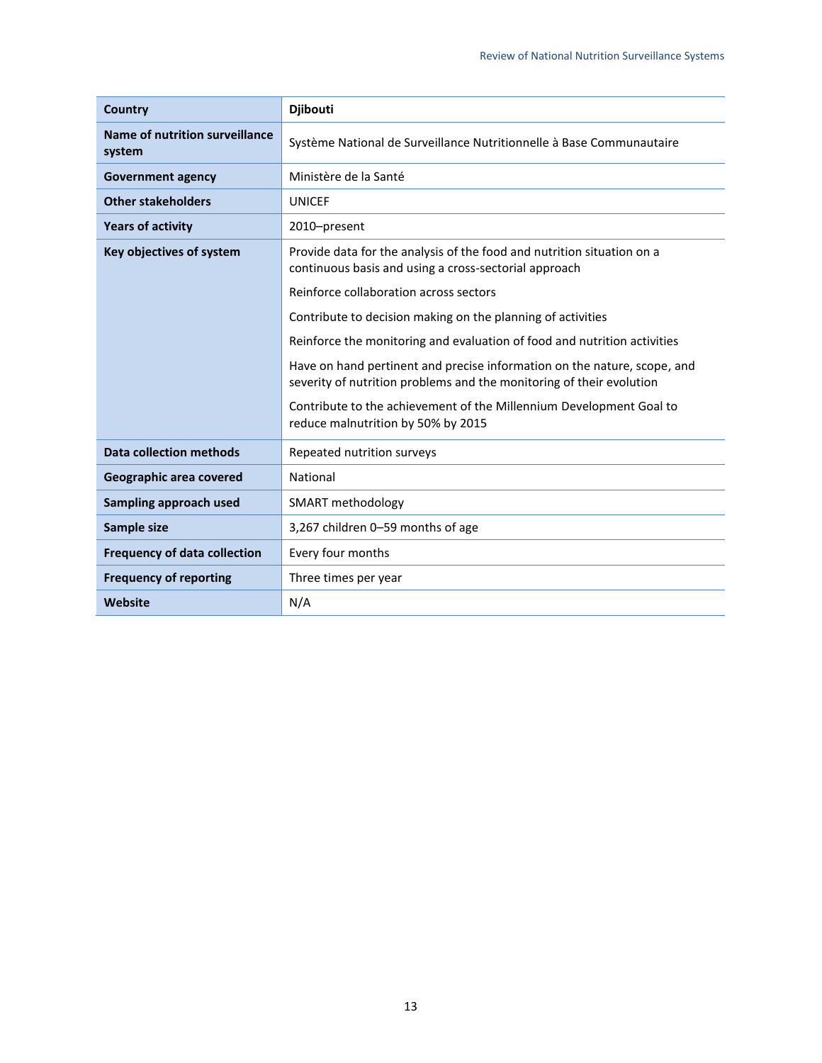| Country | Djibouti |
| --- | --- |
| Name of nutrition surveillance system | Système National de Surveillance Nutritionnelle à Base Communautaire |
| Government agency | Ministère de la Santé |
| Other stakeholders | UNICEF |
| Years of activity | 2010–present |
| Key objectives of system | Provide data for the analysis of the food and nutrition situation on a continuous basis and using a cross-sectorial approach<br><br>Reinforce collaboration across sectors<br><br>Contribute to decision making on the planning of activities<br><br>Reinforce the monitoring and evaluation of food and nutrition activities<br><br>Have on hand pertinent and precise information on the nature, scope, and severity of nutrition problems and the monitoring of their evolution<br><br>Contribute to the achievement of the Millennium Development Goal to reduce malnutrition by 50% by 2015 |
| Data collection methods | Repeated nutrition surveys |
| Geographic area covered | National |
| Sampling approach used | SMART methodology |
| Sample size | 3,267 children 0–59 months of age |
| Frequency of data collection | Every four months |
| Frequency of reporting | Three times per year |
| Website | N/A |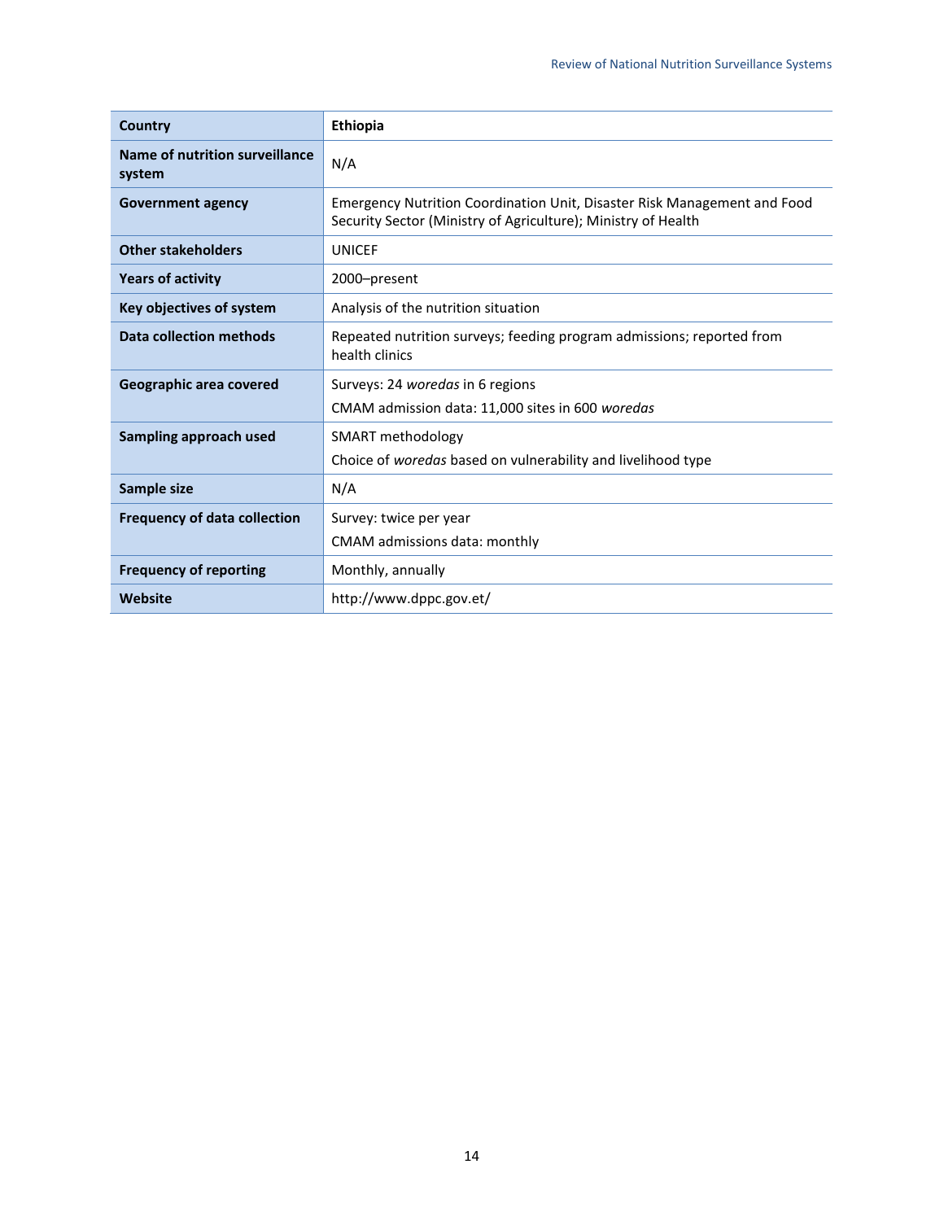| **Country** | **Ethiopia** |
|---|---|
| **Name of nutrition surveillance system** | N/A |
| **Government agency** | Emergency Nutrition Coordination Unit, Disaster Risk Management and Food Security Sector (Ministry of Agriculture); Ministry of Health |
| **Other stakeholders** | UNICEF |
| **Years of activity** | 2000–present |
| **Key objectives of system** | Analysis of the nutrition situation |
| **Data collection methods** | Repeated nutrition surveys; feeding program admissions; reported from health clinics |
| **Geographic area covered** | Surveys: 24 *woredas* in 6 regions<br>CMAM admission data: 11,000 sites in 600 *woredas* |
| **Sampling approach used** | SMART methodology<br>Choice of *woredas* based on vulnerability and livelihood type |
| **Sample size** | N/A |
| **Frequency of data collection** | Survey: twice per year<br>CMAM admissions data: monthly |
| **Frequency of reporting** | Monthly, annually |
| **Website** | http://www.dppc.gov.et/ |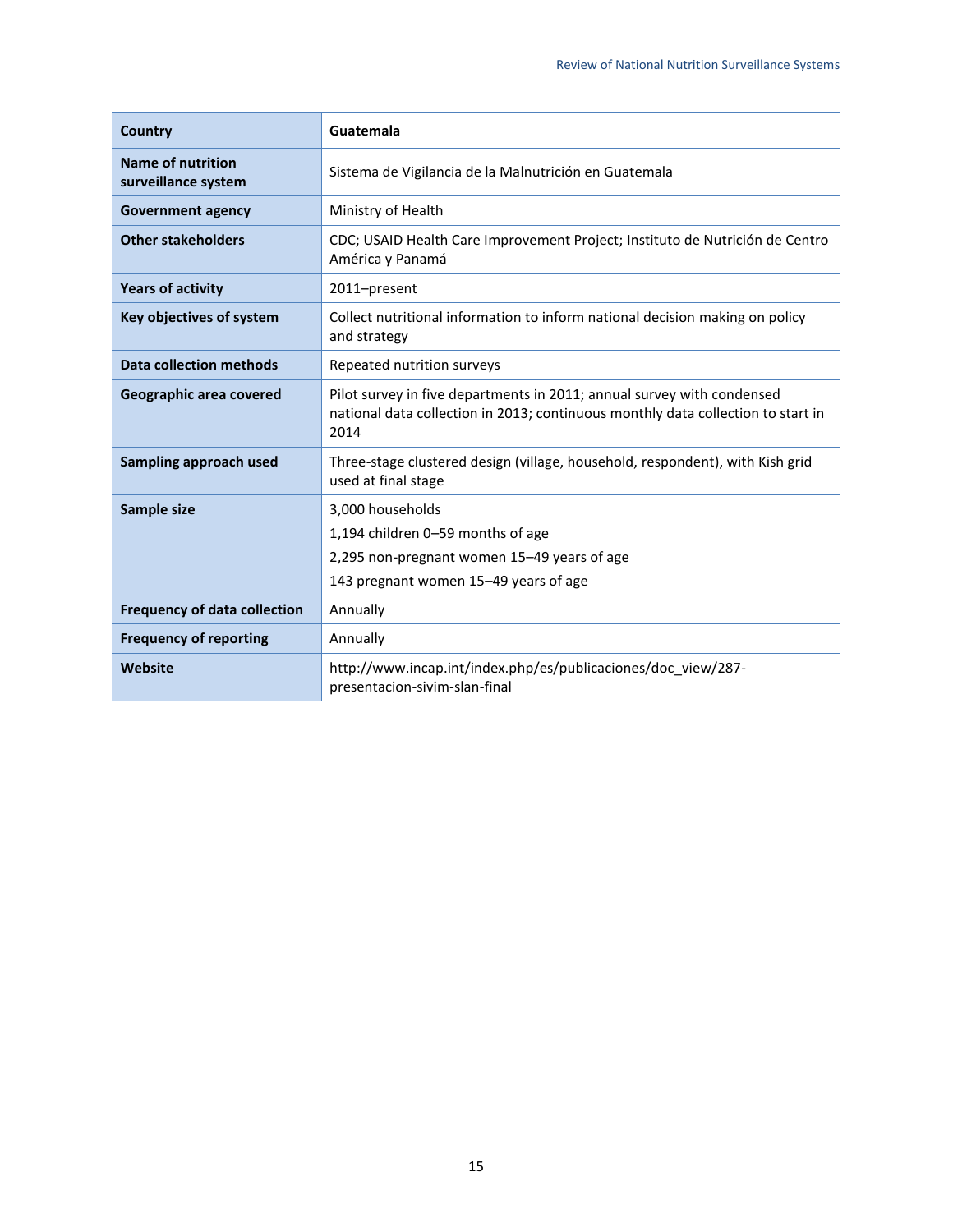| Country | Guatemala |
|---|---|
| Name of nutrition surveillance system | Sistema de Vigilancia de la Malnutrición en Guatemala |
| Government agency | Ministry of Health |
| Other stakeholders | CDC; USAID Health Care Improvement Project; Instituto de Nutrición de Centro América y Panamá |
| Years of activity | 2011–present |
| Key objectives of system | Collect nutritional information to inform national decision making on policy and strategy |
| Data collection methods | Repeated nutrition surveys |
| Geographic area covered | Pilot survey in five departments in 2011; annual survey with condensed national data collection in 2013; continuous monthly data collection to start in 2014 |
| Sampling approach used | Three-stage clustered design (village, household, respondent), with Kish grid used at final stage |
| Sample size | 3,000 households<br>1,194 children 0–59 months of age<br>2,295 non-pregnant women 15–49 years of age<br>143 pregnant women 15–49 years of age |
| Frequency of data collection | Annually |
| Frequency of reporting | Annually |
| Website | http://www.incap.int/index.php/es/publicaciones/doc_view/287-presentacion-sivim-slan-final |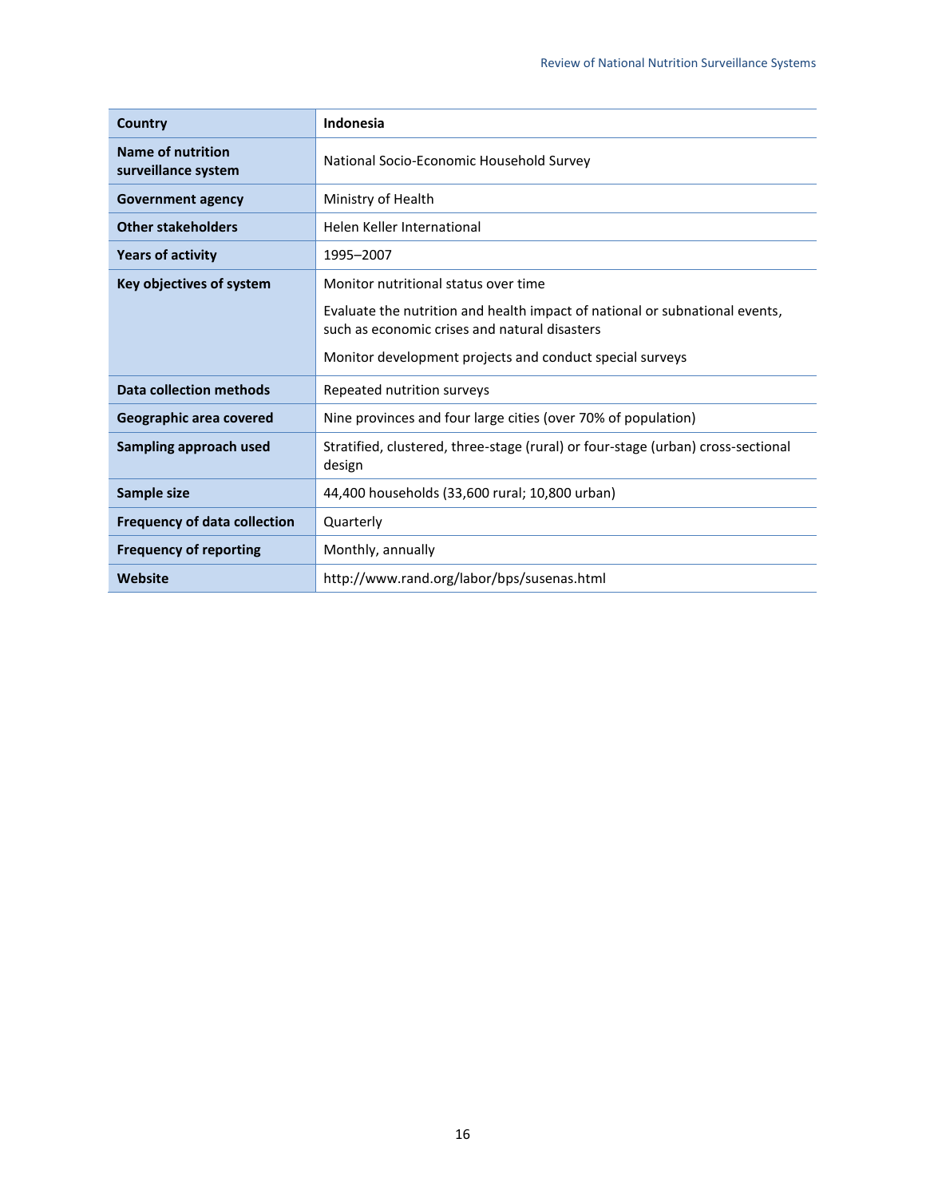| Country | Indonesia |
| --- | --- |
| Name of nutrition surveillance system | National Socio-Economic Household Survey |
| Government agency | Ministry of Health |
| Other stakeholders | Helen Keller International |
| Years of activity | 1995–2007 |
| Key objectives of system | Monitor nutritional status over time<br><br>Evaluate the nutrition and health impact of national or subnational events, such as economic crises and natural disasters<br><br>Monitor development projects and conduct special surveys |
| Data collection methods | Repeated nutrition surveys |
| Geographic area covered | Nine provinces and four large cities (over 70% of population) |
| Sampling approach used | Stratified, clustered, three-stage (rural) or four-stage (urban) cross-sectional design |
| Sample size | 44,400 households (33,600 rural; 10,800 urban) |
| Frequency of data collection | Quarterly |
| Frequency of reporting | Monthly, annually |
| Website | http://www.rand.org/labor/bps/susenas.html |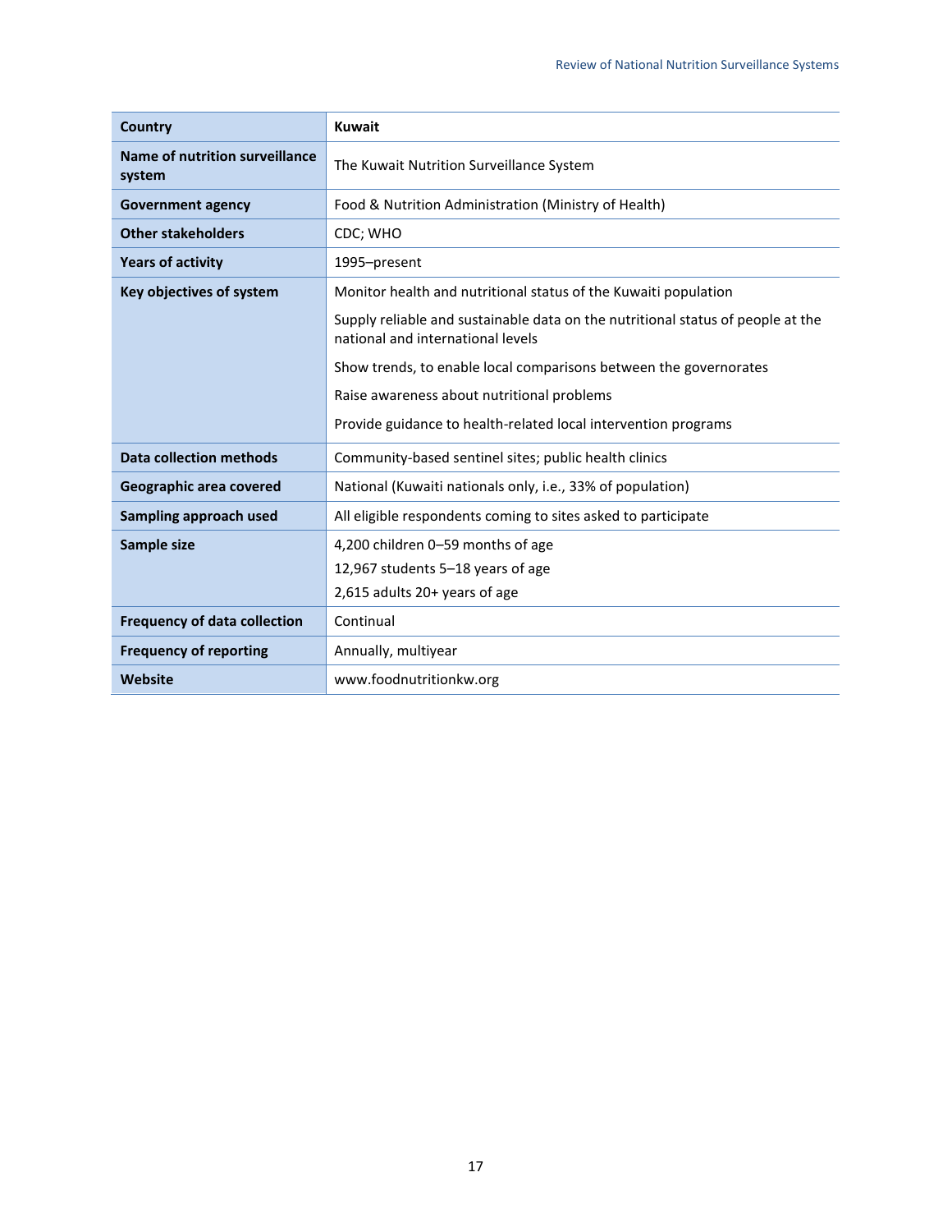| Country | Kuwait |
|---|---|
| Name of nutrition surveillance system | The Kuwait Nutrition Surveillance System |
| Government agency | Food & Nutrition Administration (Ministry of Health) |
| Other stakeholders | CDC; WHO |
| Years of activity | 1995–present |
| Key objectives of system | Monitor health and nutritional status of the Kuwaiti population<br>Supply reliable and sustainable data on the nutritional status of people at the national and international levels<br>Show trends, to enable local comparisons between the governorates<br>Raise awareness about nutritional problems<br>Provide guidance to health-related local intervention programs |
| Data collection methods | Community-based sentinel sites; public health clinics |
| Geographic area covered | National (Kuwaiti nationals only, i.e., 33% of population) |
| Sampling approach used | All eligible respondents coming to sites asked to participate |
| Sample size | 4,200 children 0–59 months of age<br>12,967 students 5–18 years of age<br>2,615 adults 20+ years of age |
| Frequency of data collection | Continual |
| Frequency of reporting | Annually, multiyear |
| Website | www.foodnutritionkw.org |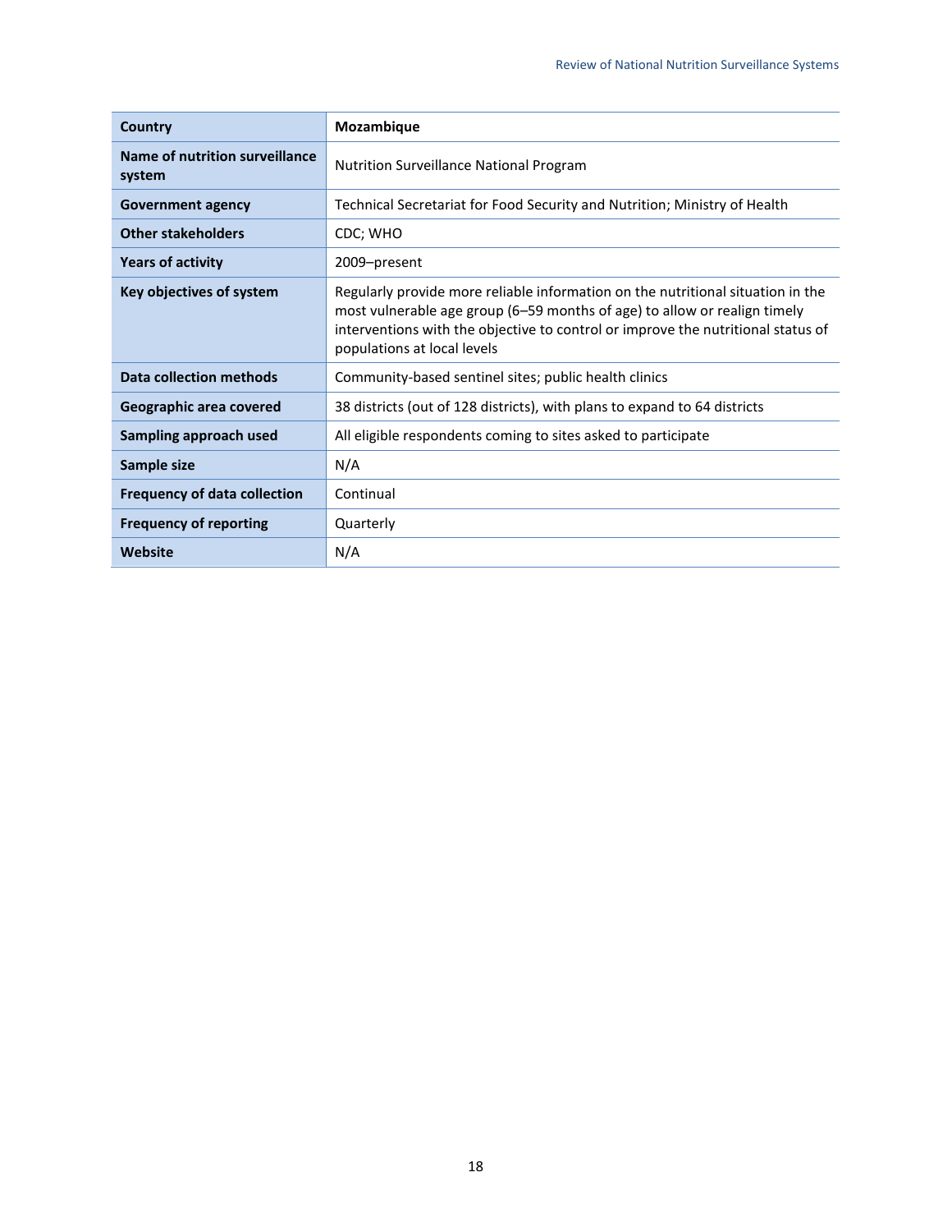| Country | Mozambique |
|---|---|
| Name of nutrition surveillance system | Nutrition Surveillance National Program |
| Government agency | Technical Secretariat for Food Security and Nutrition; Ministry of Health |
| Other stakeholders | CDC; WHO |
| Years of activity | 2009–present |
| Key objectives of system | Regularly provide more reliable information on the nutritional situation in the most vulnerable age group (6–59 months of age) to allow or realign timely interventions with the objective to control or improve the nutritional status of populations at local levels |
| Data collection methods | Community-based sentinel sites; public health clinics |
| Geographic area covered | 38 districts (out of 128 districts), with plans to expand to 64 districts |
| Sampling approach used | All eligible respondents coming to sites asked to participate |
| Sample size | N/A |
| Frequency of data collection | Continual |
| Frequency of reporting | Quarterly |
| Website | N/A |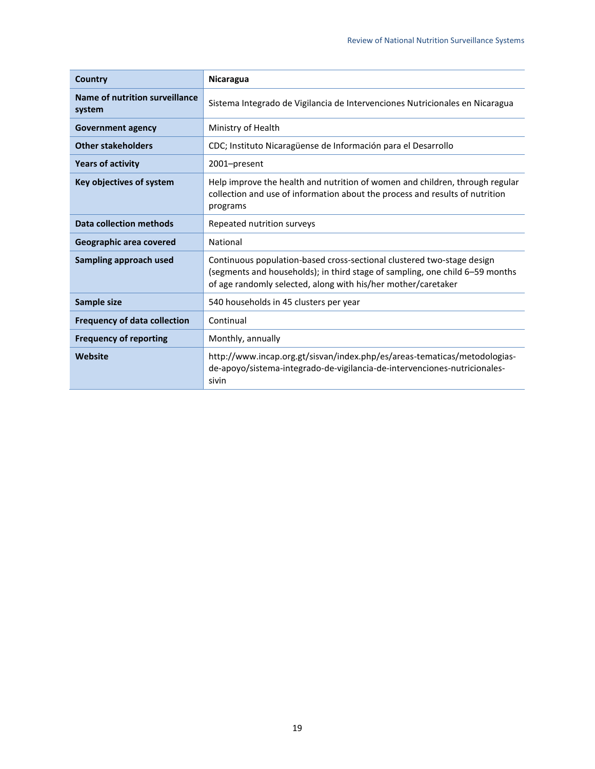| Country | Nicaragua |
|---|---|
| Name of nutrition surveillance system | Sistema Integrado de Vigilancia de Intervenciones Nutricionales en Nicaragua |
| Government agency | Ministry of Health |
| Other stakeholders | CDC; Instituto Nicaragüense de Información para el Desarrollo |
| Years of activity | 2001–present |
| Key objectives of system | Help improve the health and nutrition of women and children, through regular collection and use of information about the process and results of nutrition programs |
| Data collection methods | Repeated nutrition surveys |
| Geographic area covered | National |
| Sampling approach used | Continuous population-based cross-sectional clustered two-stage design (segments and households); in third stage of sampling, one child 6–59 months of age randomly selected, along with his/her mother/caretaker |
| Sample size | 540 households in 45 clusters per year |
| Frequency of data collection | Continual |
| Frequency of reporting | Monthly, annually |
| Website | http://www.incap.org.gt/sisvan/index.php/es/areas-tematicas/metodologias-de-apoyo/sistema-integrado-de-vigilancia-de-intervenciones-nutricionales-sivin |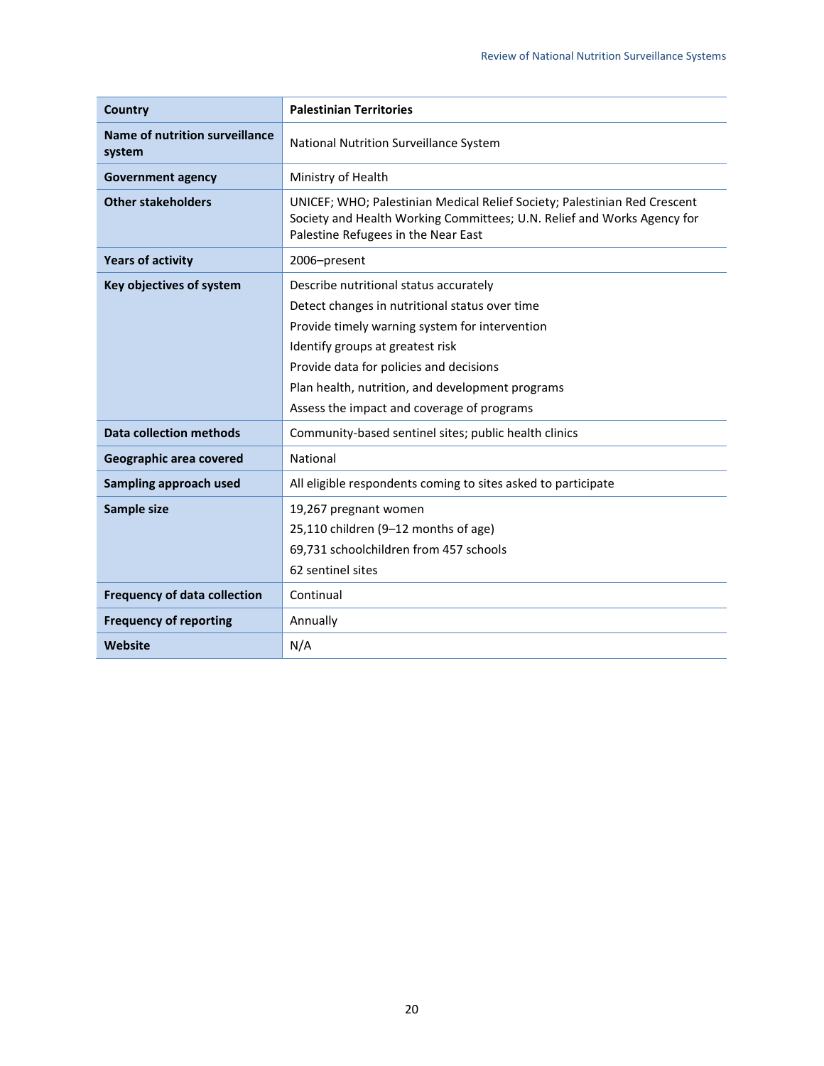| Country | Palestinian Territories |
|---|---|
| Name of nutrition surveillance system | National Nutrition Surveillance System |
| Government agency | Ministry of Health |
| Other stakeholders | UNICEF; WHO; Palestinian Medical Relief Society; Palestinian Red Crescent Society and Health Working Committees; U.N. Relief and Works Agency for Palestine Refugees in the Near East |
| Years of activity | 2006–present |
| Key objectives of system | Describe nutritional status accurately<br>Detect changes in nutritional status over time<br>Provide timely warning system for intervention<br>Identify groups at greatest risk<br>Provide data for policies and decisions<br>Plan health, nutrition, and development programs<br>Assess the impact and coverage of programs |
| Data collection methods | Community-based sentinel sites; public health clinics |
| Geographic area covered | National |
| Sampling approach used | All eligible respondents coming to sites asked to participate |
| Sample size | 19,267 pregnant women<br>25,110 children (9–12 months of age)<br>69,731 schoolchildren from 457 schools<br>62 sentinel sites |
| Frequency of data collection | Continual |
| Frequency of reporting | Annually |
| Website | N/A |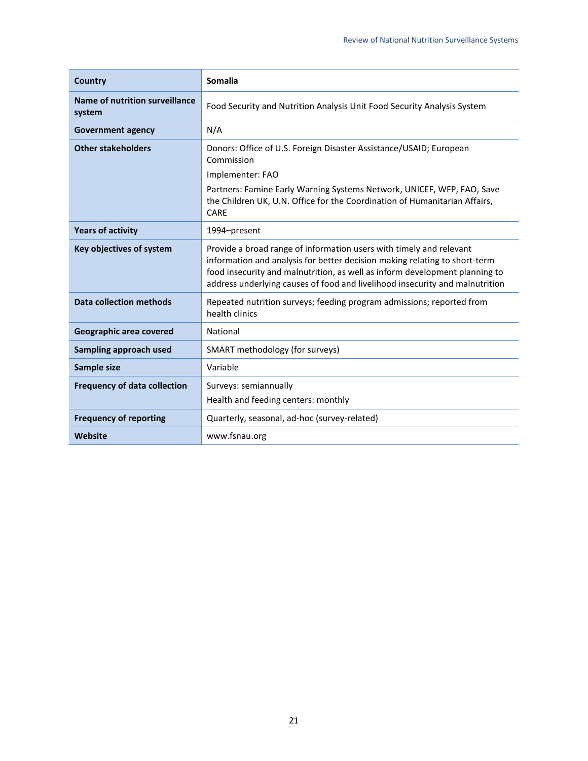| Country | Somalia |
| --- | --- |
| Name of nutrition surveillance system | Food Security and Nutrition Analysis Unit Food Security Analysis System |
| Government agency | N/A |
| Other stakeholders | Donors: Office of U.S. Foreign Disaster Assistance/USAID; European Commission<br>Implementer: FAO<br>Partners: Famine Early Warning Systems Network, UNICEF, WFP, FAO, Save the Children UK, U.N. Office for the Coordination of Humanitarian Affairs, CARE |
| Years of activity | 1994–present |
| Key objectives of system | Provide a broad range of information users with timely and relevant information and analysis for better decision making relating to short-term food insecurity and malnutrition, as well as inform development planning to address underlying causes of food and livelihood insecurity and malnutrition |
| Data collection methods | Repeated nutrition surveys; feeding program admissions; reported from health clinics |
| Geographic area covered | National |
| Sampling approach used | SMART methodology (for surveys) |
| Sample size | Variable |
| Frequency of data collection | Surveys: semiannually<br>Health and feeding centers: monthly |
| Frequency of reporting | Quarterly, seasonal, ad-hoc (survey-related) |
| Website | www.fsnau.org |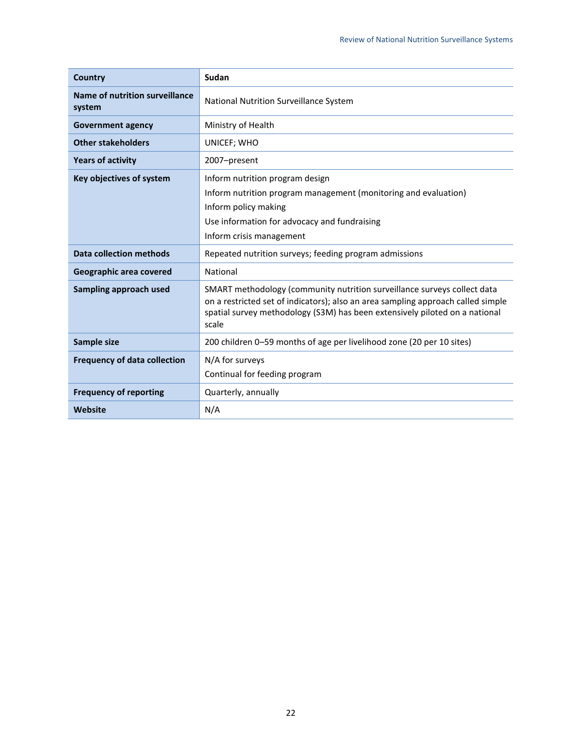| Country | Sudan |
|---|---|
| Name of nutrition surveillance system | National Nutrition Surveillance System |
| Government agency | Ministry of Health |
| Other stakeholders | UNICEF; WHO |
| Years of activity | 2007–present |
| Key objectives of system | Inform nutrition program design<br>Inform nutrition program management (monitoring and evaluation)<br>Inform policy making<br>Use information for advocacy and fundraising<br>Inform crisis management |
| Data collection methods | Repeated nutrition surveys; feeding program admissions |
| Geographic area covered | National |
| Sampling approach used | SMART methodology (community nutrition surveillance surveys collect data on a restricted set of indicators); also an area sampling approach called simple spatial survey methodology (S3M) has been extensively piloted on a national scale |
| Sample size | 200 children 0–59 months of age per livelihood zone (20 per 10 sites) |
| Frequency of data collection | N/A for surveys<br>Continual for feeding program |
| Frequency of reporting | Quarterly, annually |
| Website | N/A |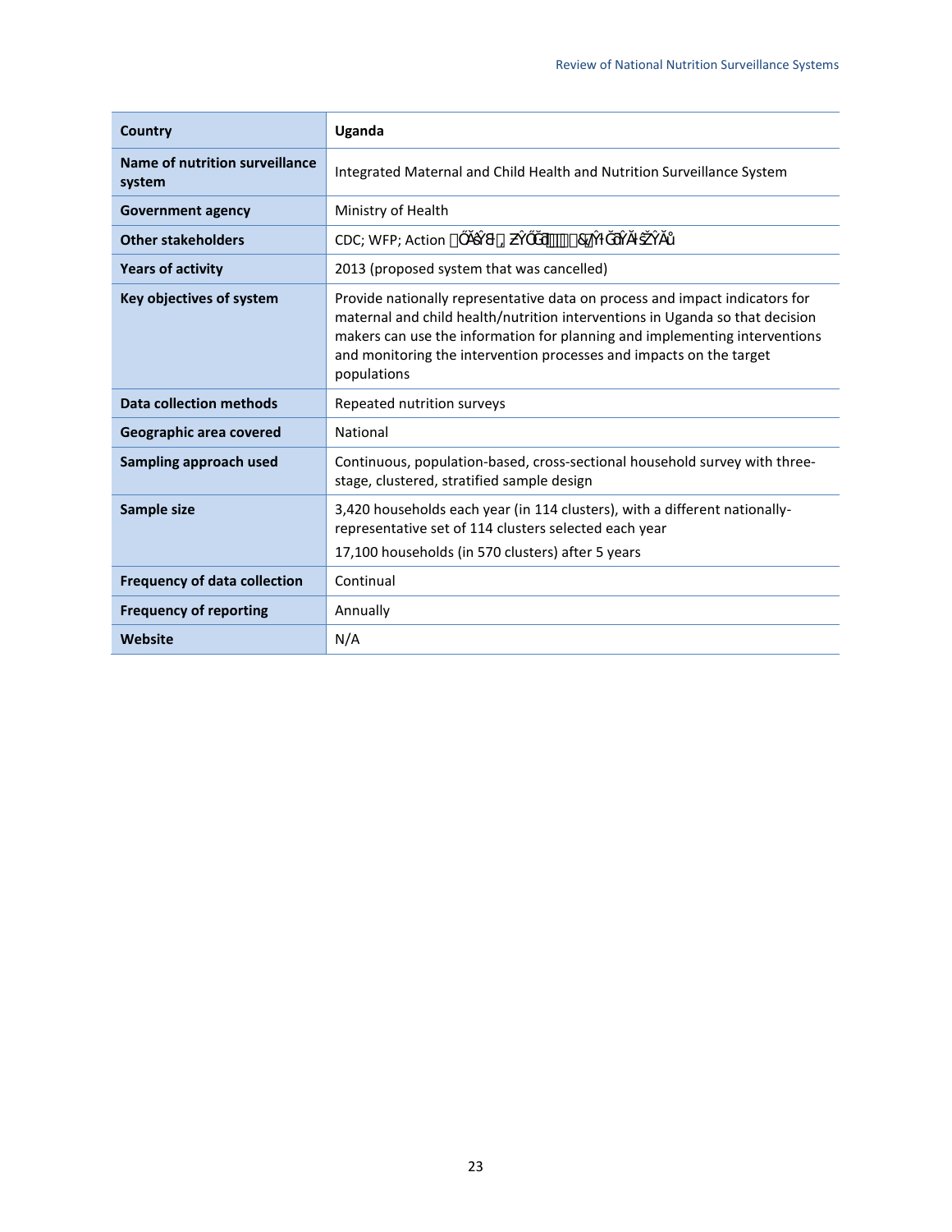| Country | Uganda |
|---|---|
| Name of nutrition surveillance system | Integrated Maternal and Child Health and Nutrition Surveillance System |
| Government agency | Ministry of Health |
| Other stakeholders | CDC; WFP; Action ŐĂŝŶƐƚ,ƵŶŐĞƌ&,/ϯϲϬ&EdƉƌŽũĞĐƚ |
| Years of activity | 2013 (proposed system that was cancelled) |
| Key objectives of system | Provide nationally representative data on process and impact indicators for maternal and child health/nutrition interventions in Uganda so that decision makers can use the information for planning and implementing interventions and monitoring the intervention processes and impacts on the target populations |
| Data collection methods | Repeated nutrition surveys |
| Geographic area covered | National |
| Sampling approach used | Continuous, population-based, cross-sectional household survey with three-stage, clustered, stratified sample design |
| Sample size | 3,420 households each year (in 114 clusters), with a different nationally-representative set of 114 clusters selected each year<br>17,100 households (in 570 clusters) after 5 years |
| Frequency of data collection | Continual |
| Frequency of reporting | Annually |
| Website | N/A |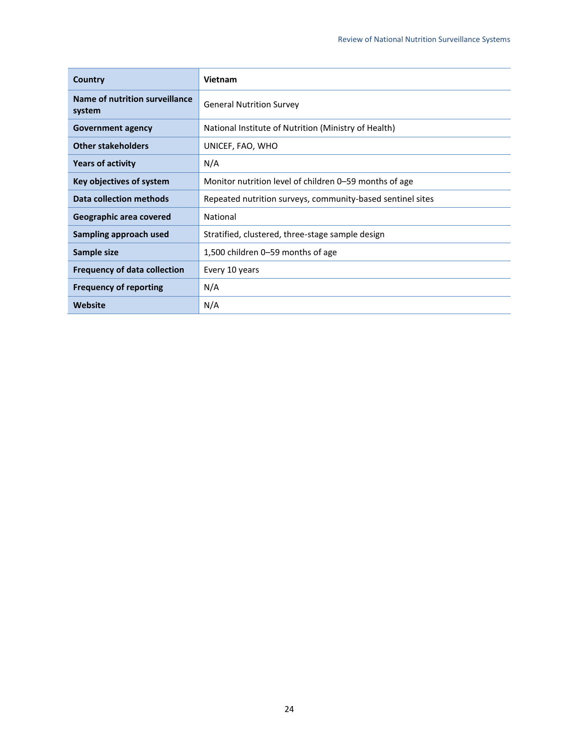| Country | Vietnam |
|---|---|
| Name of nutrition surveillance system | General Nutrition Survey |
| Government agency | National Institute of Nutrition (Ministry of Health) |
| Other stakeholders | UNICEF, FAO, WHO |
| Years of activity | N/A |
| Key objectives of system | Monitor nutrition level of children 0–59 months of age |
| Data collection methods | Repeated nutrition surveys, community-based sentinel sites |
| Geographic area covered | National |
| Sampling approach used | Stratified, clustered, three-stage sample design |
| Sample size | 1,500 children 0–59 months of age |
| Frequency of data collection | Every 10 years |
| Frequency of reporting | N/A |
| Website | N/A |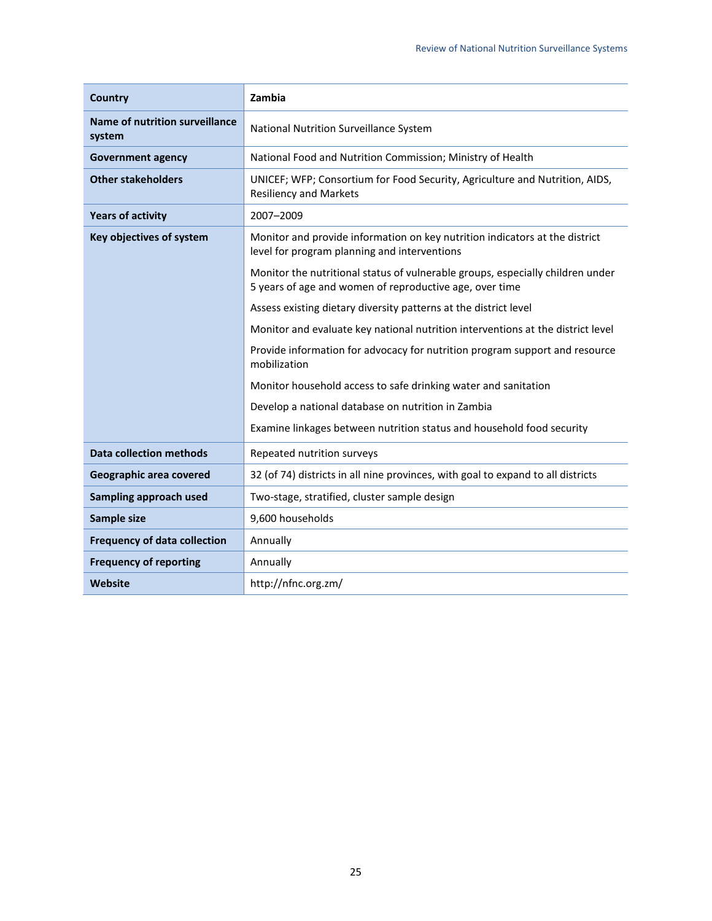| Country | Zambia |
| --- | --- |
| Name of nutrition surveillance system | National Nutrition Surveillance System |
| Government agency | National Food and Nutrition Commission; Ministry of Health |
| Other stakeholders | UNICEF; WFP; Consortium for Food Security, Agriculture and Nutrition, AIDS, Resiliency and Markets |
| Years of activity | 2007–2009 |
| Key objectives of system | Monitor and provide information on key nutrition indicators at the district level for program planning and interventions<br>Monitor the nutritional status of vulnerable groups, especially children under 5 years of age and women of reproductive age, over time<br>Assess existing dietary diversity patterns at the district level<br>Monitor and evaluate key national nutrition interventions at the district level<br>Provide information for advocacy for nutrition program support and resource mobilization<br>Monitor household access to safe drinking water and sanitation<br>Develop a national database on nutrition in Zambia<br>Examine linkages between nutrition status and household food security |
| Data collection methods | Repeated nutrition surveys |
| Geographic area covered | 32 (of 74) districts in all nine provinces, with goal to expand to all districts |
| Sampling approach used | Two-stage, stratified, cluster sample design |
| Sample size | 9,600 households |
| Frequency of data collection | Annually |
| Frequency of reporting | Annually |
| Website | http://nfnc.org.zm/ |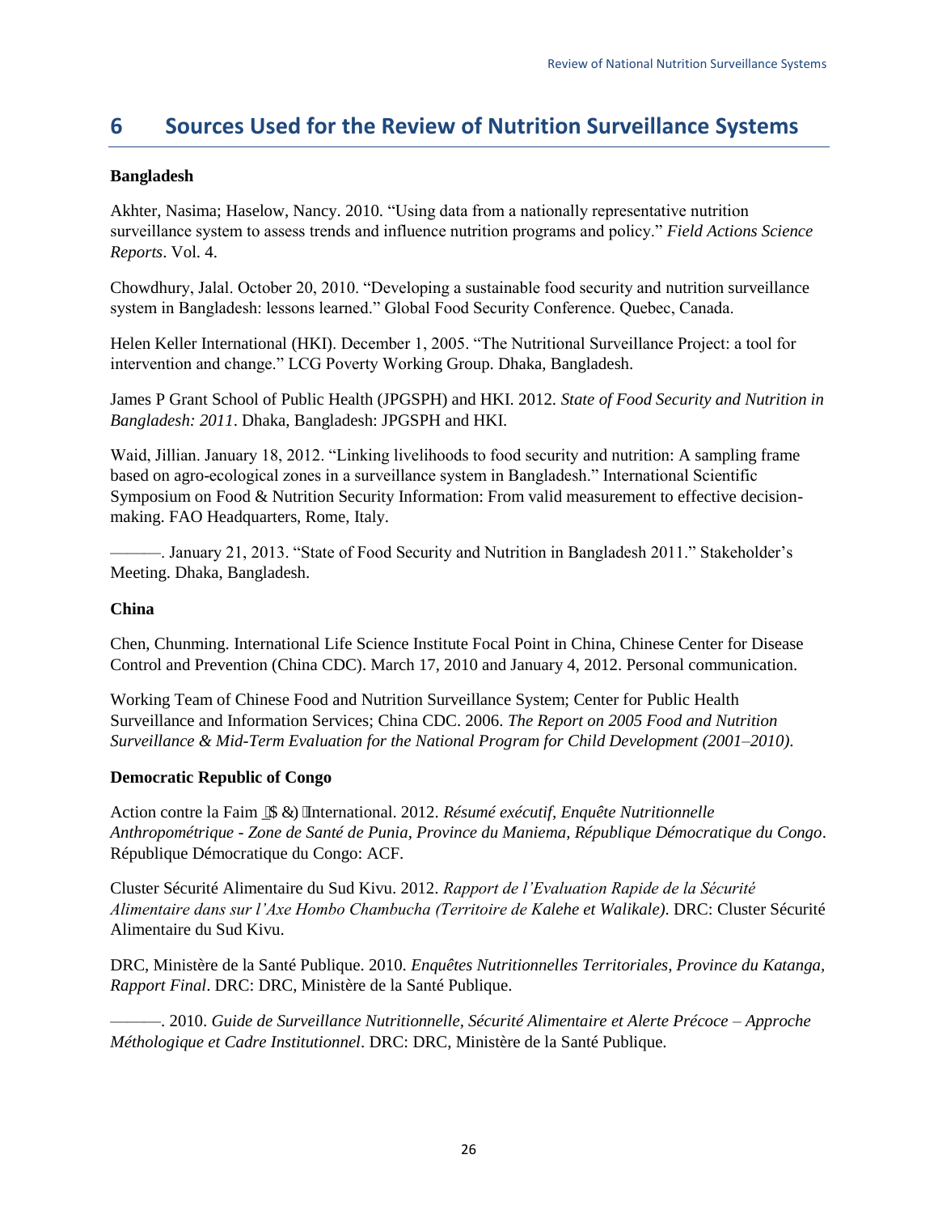# 6 Sources Used for the Review of Nutrition Surveillance Systems

**Bangladesh**

Akhter, Nasima; Haselow, Nancy. 2010. "Using data from a nationally representative nutrition surveillance system to assess trends and influence nutrition programs and policy." *Field Actions Science Reports*. Vol. 4.

Chowdhury, Jalal. October 20, 2010. "Developing a sustainable food security and nutrition surveillance system in Bangladesh: lessons learned." Global Food Security Conference. Quebec, Canada.

Helen Keller International (HKI). December 1, 2005. "The Nutritional Surveillance Project: a tool for intervention and change." LCG Poverty Working Group. Dhaka, Bangladesh.

James P Grant School of Public Health (JPGSPH) and HKI. 2012. *State of Food Security and Nutrition in Bangladesh: 2011*. Dhaka, Bangladesh: JPGSPH and HKI.

Waid, Jillian. January 18, 2012. "Linking livelihoods to food security and nutrition: A sampling frame based on agro-ecological zones in a surveillance system in Bangladesh." International Scientific Symposium on Food & Nutrition Security Information: From valid measurement to effective decision-making. FAO Headquarters, Rome, Italy.

———. January 21, 2013. "State of Food Security and Nutrition in Bangladesh 2011." Stakeholder's Meeting. Dhaka, Bangladesh.

**China**

Chen, Chunming. International Life Science Institute Focal Point in China, Chinese Center for Disease Control and Prevention (China CDC). March 17, 2010 and January 4, 2012. Personal communication.

Working Team of Chinese Food and Nutrition Surveillance System; Center for Public Health Surveillance and Information Services; China CDC. 2006. *The Report on 2005 Food and Nutrition Surveillance & Mid-Term Evaluation for the National Program for Child Development (2001–2010)*.

**Democratic Republic of Congo**

Action contre la Faim (ACF) International. 2012. *Résumé exécutif, Enquête Nutritionnelle Anthropométrique - Zone de Santé de Punia, Province du Maniema, République Démocratique du Congo*. République Démocratique du Congo: ACF.

Cluster Sécurité Alimentaire du Sud Kivu. 2012. *Rapport de l'Evaluation Rapide de la Sécurité Alimentaire dans sur l'Axe Hombo Chambucha (Territoire de Kalehe et Walikale)*. DRC: Cluster Sécurité Alimentaire du Sud Kivu.

DRC, Ministère de la Santé Publique. 2010. *Enquêtes Nutritionnelles Territoriales, Province du Katanga, Rapport Final*. DRC: DRC, Ministère de la Santé Publique.

———. 2010. *Guide de Surveillance Nutritionnelle, Sécurité Alimentaire et Alerte Précoce – Approche Méthologique et Cadre Institutionnel*. DRC: DRC, Ministère de la Santé Publique.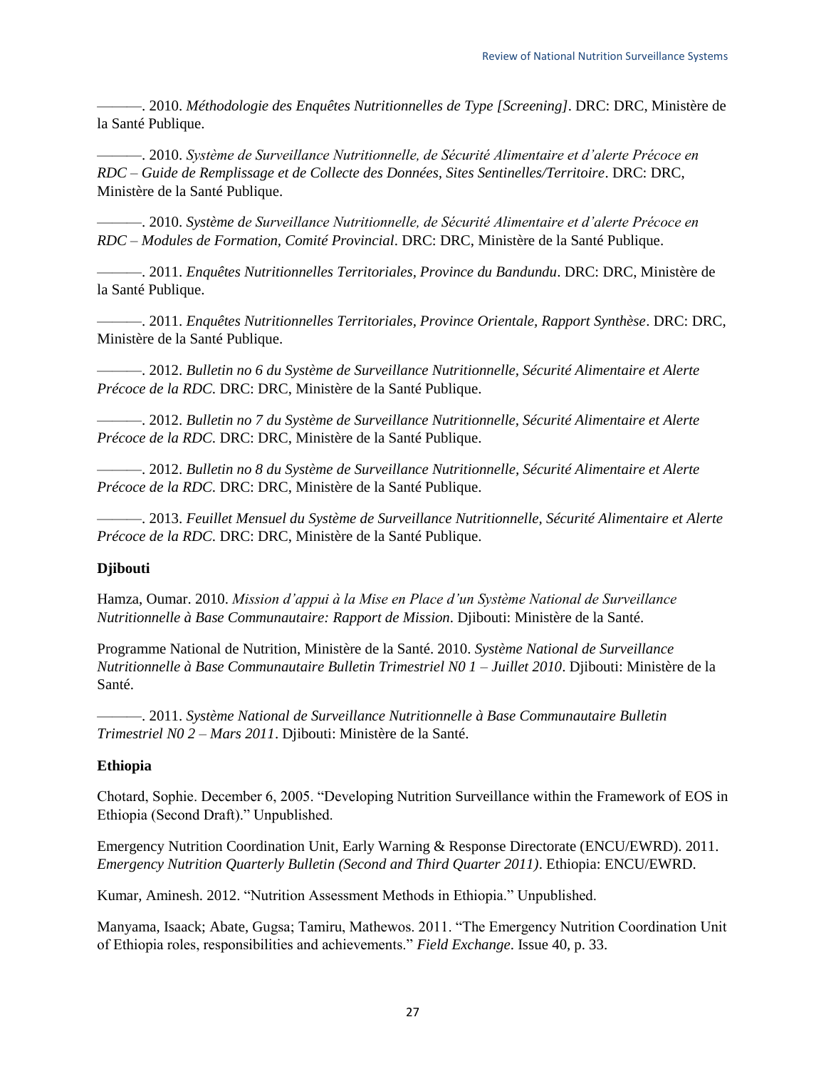———. 2010. *Méthodologie des Enquêtes Nutritionnelles de Type [Screening]*. DRC: DRC, Ministère de la Santé Publique.

———. 2010. *Système de Surveillance Nutritionnelle, de Sécurité Alimentaire et d'alerte Précoce en RDC – Guide de Remplissage et de Collecte des Données, Sites Sentinelles/Territoire*. DRC: DRC, Ministère de la Santé Publique.

———. 2010. *Système de Surveillance Nutritionnelle, de Sécurité Alimentaire et d'alerte Précoce en RDC – Modules de Formation, Comité Provincial*. DRC: DRC, Ministère de la Santé Publique.

———. 2011. *Enquêtes Nutritionnelles Territoriales, Province du Bandundu*. DRC: DRC, Ministère de la Santé Publique.

———. 2011. *Enquêtes Nutritionnelles Territoriales, Province Orientale, Rapport Synthèse*. DRC: DRC, Ministère de la Santé Publique.

———. 2012. *Bulletin no 6 du Système de Surveillance Nutritionnelle, Sécurité Alimentaire et Alerte Précoce de la RDC.* DRC: DRC, Ministère de la Santé Publique.

———. 2012. *Bulletin no 7 du Système de Surveillance Nutritionnelle, Sécurité Alimentaire et Alerte Précoce de la RDC.* DRC: DRC, Ministère de la Santé Publique.

———. 2012. *Bulletin no 8 du Système de Surveillance Nutritionnelle, Sécurité Alimentaire et Alerte Précoce de la RDC.* DRC: DRC, Ministère de la Santé Publique.

———. 2013. *Feuillet Mensuel du Système de Surveillance Nutritionnelle, Sécurité Alimentaire et Alerte Précoce de la RDC.* DRC: DRC, Ministère de la Santé Publique.

**Djibouti**

Hamza, Oumar. 2010. *Mission d'appui à la Mise en Place d'un Système National de Surveillance Nutritionnelle à Base Communautaire: Rapport de Mission*. Djibouti: Ministère de la Santé.

Programme National de Nutrition, Ministère de la Santé. 2010. *Système National de Surveillance Nutritionnelle à Base Communautaire Bulletin Trimestriel N0 1 – Juillet 2010*. Djibouti: Ministère de la Santé.

———. 2011. *Système National de Surveillance Nutritionnelle à Base Communautaire Bulletin Trimestriel N0 2 – Mars 2011*. Djibouti: Ministère de la Santé.

**Ethiopia**

Chotard, Sophie. December 6, 2005. "Developing Nutrition Surveillance within the Framework of EOS in Ethiopia (Second Draft)." Unpublished.

Emergency Nutrition Coordination Unit, Early Warning & Response Directorate (ENCU/EWRD). 2011. *Emergency Nutrition Quarterly Bulletin (Second and Third Quarter 2011)*. Ethiopia: ENCU/EWRD.

Kumar, Aminesh. 2012. "Nutrition Assessment Methods in Ethiopia." Unpublished.

Manyama, Isaack; Abate, Gugsa; Tamiru, Mathewos. 2011. "The Emergency Nutrition Coordination Unit of Ethiopia roles, responsibilities and achievements." *Field Exchange*. Issue 40, p. 33.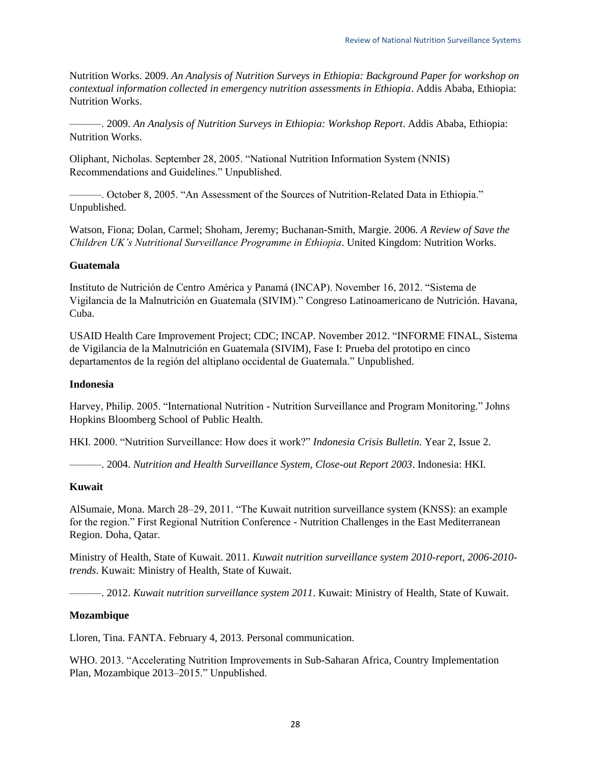Nutrition Works. 2009. *An Analysis of Nutrition Surveys in Ethiopia: Background Paper for workshop on contextual information collected in emergency nutrition assessments in Ethiopia*. Addis Ababa, Ethiopia: Nutrition Works.

———. 2009. *An Analysis of Nutrition Surveys in Ethiopia: Workshop Report*. Addis Ababa, Ethiopia: Nutrition Works.

Oliphant, Nicholas. September 28, 2005. "National Nutrition Information System (NNIS) Recommendations and Guidelines." Unpublished.

———. October 8, 2005. "An Assessment of the Sources of Nutrition-Related Data in Ethiopia." Unpublished.

Watson, Fiona; Dolan, Carmel; Shoham, Jeremy; Buchanan-Smith, Margie. 2006. *A Review of Save the Children UK's Nutritional Surveillance Programme in Ethiopia*. United Kingdom: Nutrition Works.

**Guatemala**

Instituto de Nutrición de Centro América y Panamá (INCAP). November 16, 2012. "Sistema de Vigilancia de la Malnutrición en Guatemala (SIVIM)." Congreso Latinoamericano de Nutrición. Havana, Cuba.

USAID Health Care Improvement Project; CDC; INCAP. November 2012. "INFORME FINAL, Sistema de Vigilancia de la Malnutrición en Guatemala (SIVIM), Fase I: Prueba del prototipo en cinco departamentos de la región del altiplano occidental de Guatemala." Unpublished.

**Indonesia**

Harvey, Philip. 2005. "International Nutrition - Nutrition Surveillance and Program Monitoring." Johns Hopkins Bloomberg School of Public Health.

HKI. 2000. "Nutrition Surveillance: How does it work?" *Indonesia Crisis Bulletin*. Year 2, Issue 2.

———. 2004. *Nutrition and Health Surveillance System, Close-out Report 2003*. Indonesia: HKI.

**Kuwait**

AlSumaie, Mona. March 28–29, 2011. "The Kuwait nutrition surveillance system (KNSS): an example for the region." First Regional Nutrition Conference - Nutrition Challenges in the East Mediterranean Region. Doha, Qatar.

Ministry of Health, State of Kuwait. 2011. *Kuwait nutrition surveillance system 2010-report, 2006-2010-trends*. Kuwait: Ministry of Health, State of Kuwait.

———. 2012. *Kuwait nutrition surveillance system 2011*. Kuwait: Ministry of Health, State of Kuwait.

**Mozambique**

Lloren, Tina. FANTA. February 4, 2013. Personal communication.

WHO. 2013. "Accelerating Nutrition Improvements in Sub-Saharan Africa, Country Implementation Plan, Mozambique 2013–2015." Unpublished.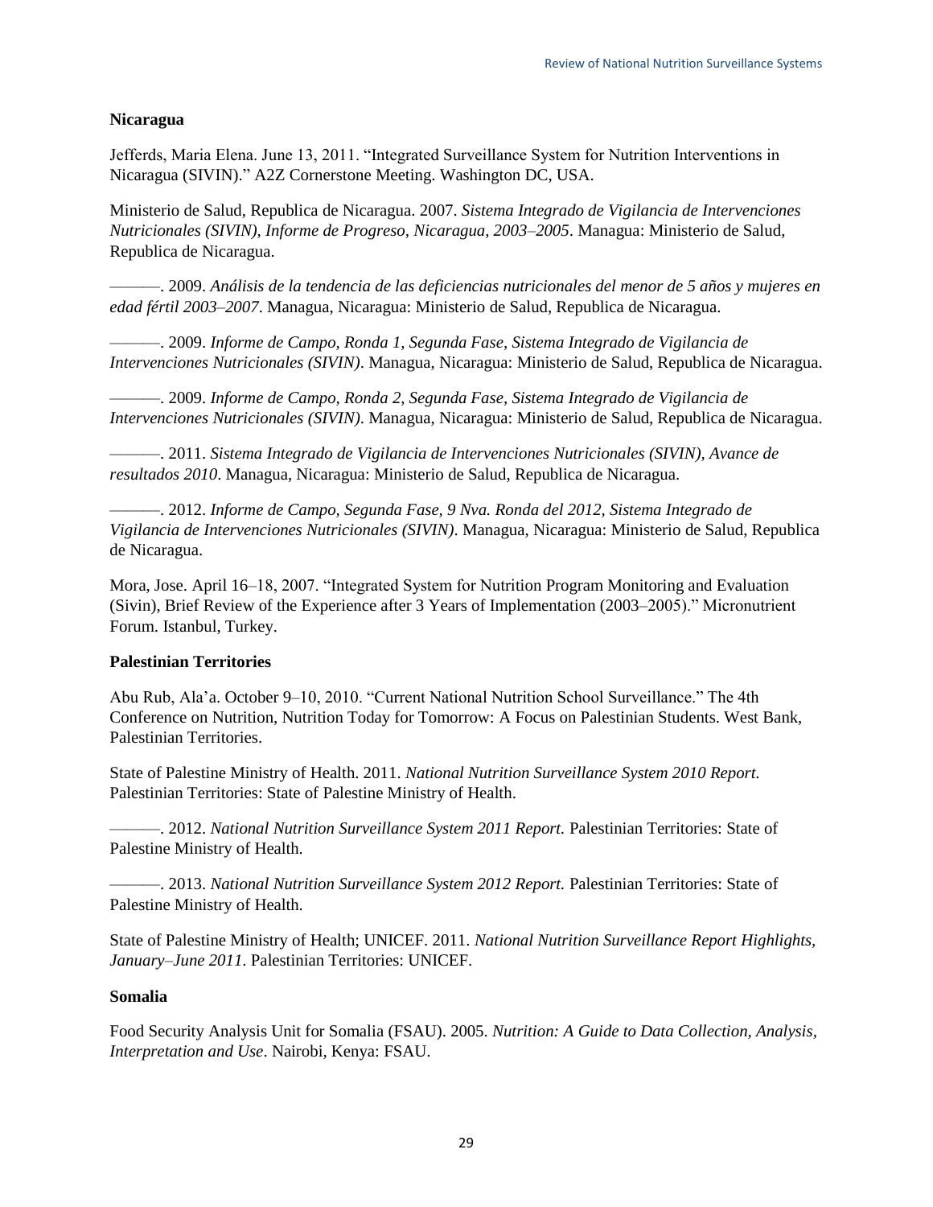**Nicaragua**

Jefferds, Maria Elena. June 13, 2011. "Integrated Surveillance System for Nutrition Interventions in Nicaragua (SIVIN)." A2Z Cornerstone Meeting. Washington DC, USA.

Ministerio de Salud, Republica de Nicaragua. 2007. *Sistema Integrado de Vigilancia de Intervenciones Nutricionales (SIVIN), Informe de Progreso, Nicaragua, 2003–2005*. Managua: Ministerio de Salud, Republica de Nicaragua.

———. 2009. *Análisis de la tendencia de las deficiencias nutricionales del menor de 5 años y mujeres en edad fértil 2003–2007*. Managua, Nicaragua: Ministerio de Salud, Republica de Nicaragua.

———. 2009. *Informe de Campo, Ronda 1, Segunda Fase, Sistema Integrado de Vigilancia de Intervenciones Nutricionales (SIVIN)*. Managua, Nicaragua: Ministerio de Salud, Republica de Nicaragua.

———. 2009. *Informe de Campo, Ronda 2, Segunda Fase, Sistema Integrado de Vigilancia de Intervenciones Nutricionales (SIVIN)*. Managua, Nicaragua: Ministerio de Salud, Republica de Nicaragua.

———. 2011. *Sistema Integrado de Vigilancia de Intervenciones Nutricionales (SIVIN), Avance de resultados 2010*. Managua, Nicaragua: Ministerio de Salud, Republica de Nicaragua.

———. 2012. *Informe de Campo, Segunda Fase, 9 Nva. Ronda del 2012, Sistema Integrado de Vigilancia de Intervenciones Nutricionales (SIVIN)*. Managua, Nicaragua: Ministerio de Salud, Republica de Nicaragua.

Mora, Jose. April 16–18, 2007. "Integrated System for Nutrition Program Monitoring and Evaluation (Sivin), Brief Review of the Experience after 3 Years of Implementation (2003–2005)." Micronutrient Forum. Istanbul, Turkey.

**Palestinian Territories**

Abu Rub, Ala'a. October 9–10, 2010. "Current National Nutrition School Surveillance." The 4th Conference on Nutrition, Nutrition Today for Tomorrow: A Focus on Palestinian Students. West Bank, Palestinian Territories.

State of Palestine Ministry of Health. 2011. *National Nutrition Surveillance System 2010 Report*. Palestinian Territories: State of Palestine Ministry of Health.

———. 2012. *National Nutrition Surveillance System 2011 Report.* Palestinian Territories: State of Palestine Ministry of Health.

———. 2013. *National Nutrition Surveillance System 2012 Report.* Palestinian Territories: State of Palestine Ministry of Health.

State of Palestine Ministry of Health; UNICEF. 2011. *National Nutrition Surveillance Report Highlights, January–June 2011*. Palestinian Territories: UNICEF.

**Somalia**

Food Security Analysis Unit for Somalia (FSAU). 2005. *Nutrition: A Guide to Data Collection, Analysis, Interpretation and Use*. Nairobi, Kenya: FSAU.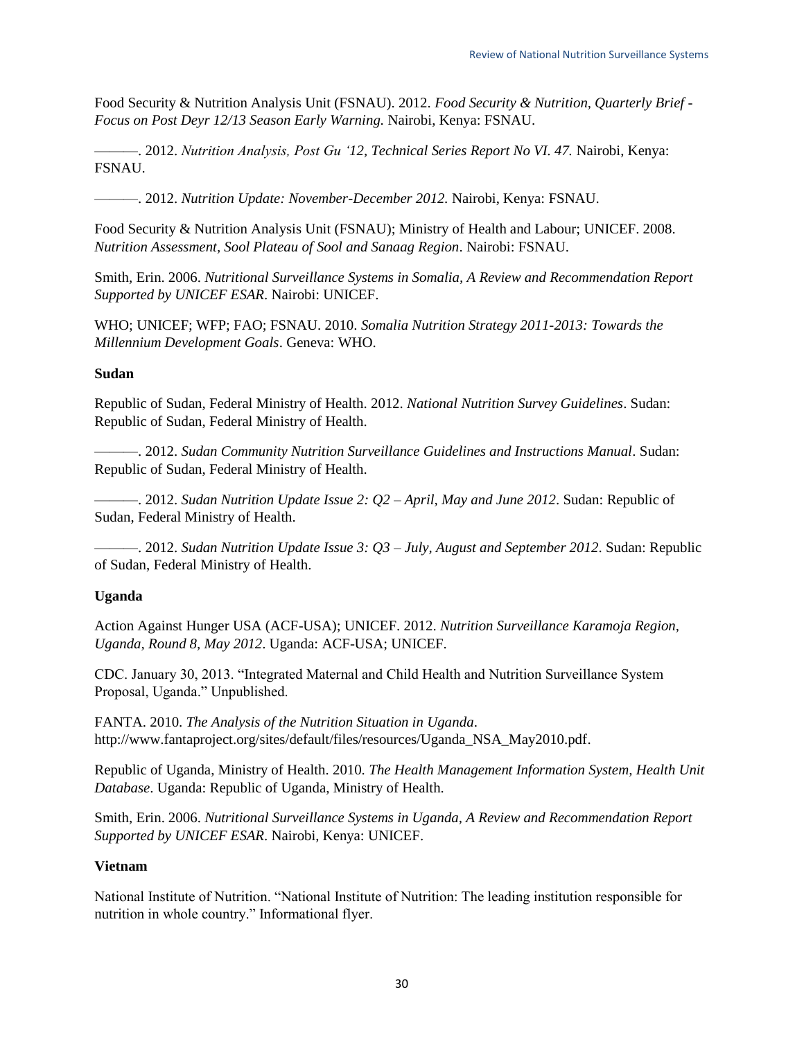Food Security & Nutrition Analysis Unit (FSNAU). 2012. *Food Security & Nutrition, Quarterly Brief - Focus on Post Deyr 12/13 Season Early Warning.* Nairobi, Kenya: FSNAU.

———. 2012. *Nutrition Analysis, Post Gu '12, Technical Series Report No VI. 47.* Nairobi, Kenya: FSNAU.

———. 2012. *Nutrition Update: November-December 2012.* Nairobi, Kenya: FSNAU.

Food Security & Nutrition Analysis Unit (FSNAU); Ministry of Health and Labour; UNICEF. 2008. *Nutrition Assessment, Sool Plateau of Sool and Sanaag Region*. Nairobi: FSNAU.

Smith, Erin. 2006. *Nutritional Surveillance Systems in Somalia, A Review and Recommendation Report Supported by UNICEF ESAR*. Nairobi: UNICEF.

WHO; UNICEF; WFP; FAO; FSNAU. 2010. *Somalia Nutrition Strategy 2011-2013: Towards the Millennium Development Goals*. Geneva: WHO.

**Sudan**

Republic of Sudan, Federal Ministry of Health. 2012. *National Nutrition Survey Guidelines*. Sudan: Republic of Sudan, Federal Ministry of Health.

———. 2012. *Sudan Community Nutrition Surveillance Guidelines and Instructions Manual*. Sudan: Republic of Sudan, Federal Ministry of Health.

———. 2012. *Sudan Nutrition Update Issue 2: Q2 – April, May and June 2012*. Sudan: Republic of Sudan, Federal Ministry of Health.

———. 2012. *Sudan Nutrition Update Issue 3: Q3 – July, August and September 2012*. Sudan: Republic of Sudan, Federal Ministry of Health.

**Uganda**

Action Against Hunger USA (ACF-USA); UNICEF. 2012. *Nutrition Surveillance Karamoja Region, Uganda, Round 8, May 2012*. Uganda: ACF-USA; UNICEF.

CDC. January 30, 2013. "Integrated Maternal and Child Health and Nutrition Surveillance System Proposal, Uganda." Unpublished.

FANTA. 2010. *The Analysis of the Nutrition Situation in Uganda*. http://www.fantaproject.org/sites/default/files/resources/Uganda_NSA_May2010.pdf.

Republic of Uganda, Ministry of Health. 2010. *The Health Management Information System, Health Unit Database*. Uganda: Republic of Uganda, Ministry of Health.

Smith, Erin. 2006. *Nutritional Surveillance Systems in Uganda, A Review and Recommendation Report Supported by UNICEF ESAR*. Nairobi, Kenya: UNICEF.

**Vietnam**

National Institute of Nutrition. "National Institute of Nutrition: The leading institution responsible for nutrition in whole country." Informational flyer.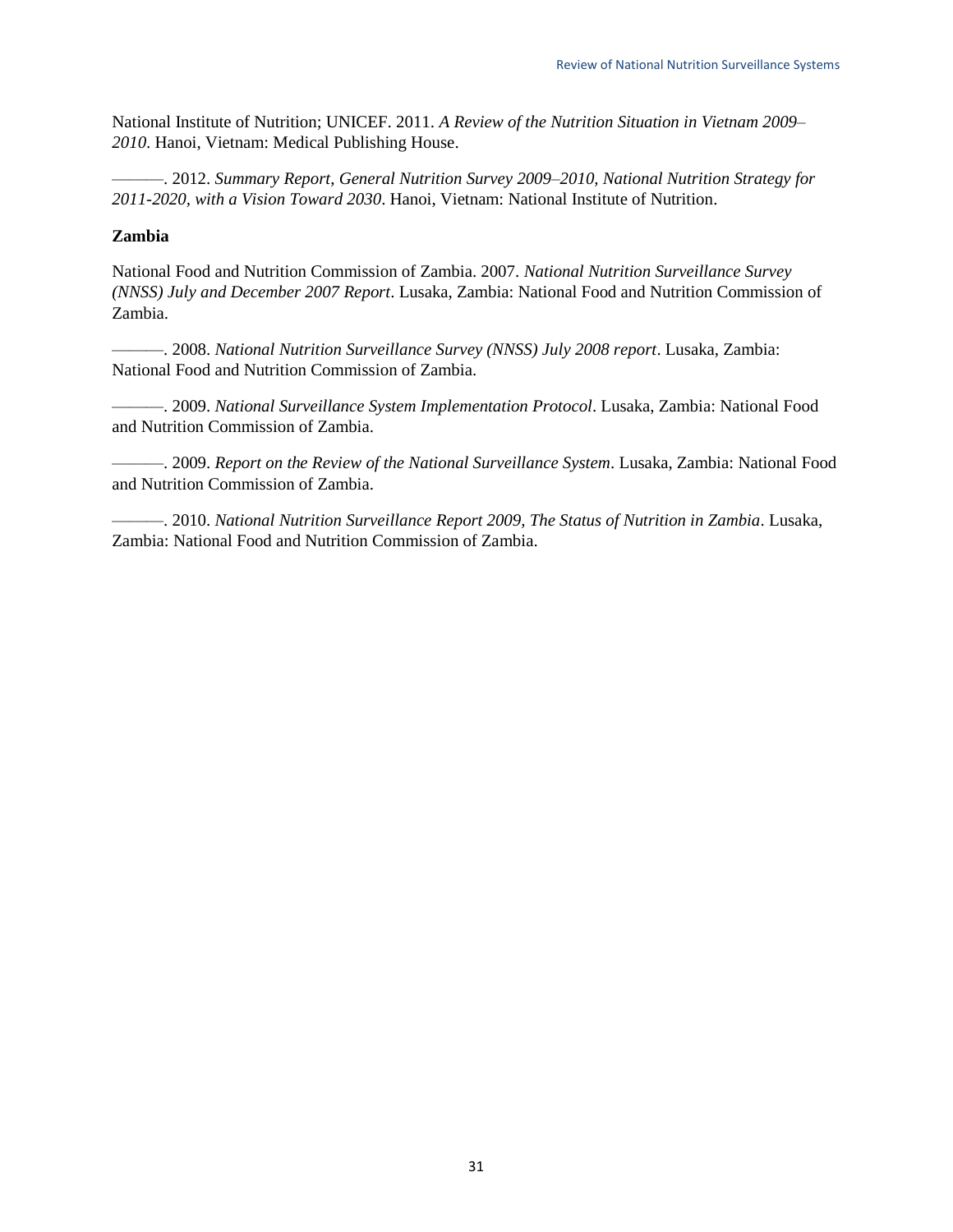National Institute of Nutrition; UNICEF. 2011. *A Review of the Nutrition Situation in Vietnam 2009–2010*. Hanoi, Vietnam: Medical Publishing House.

———. 2012. *Summary Report, General Nutrition Survey 2009–2010, National Nutrition Strategy for 2011-2020, with a Vision Toward 2030*. Hanoi, Vietnam: National Institute of Nutrition.

**Zambia**

National Food and Nutrition Commission of Zambia. 2007. *National Nutrition Surveillance Survey (NNSS) July and December 2007 Report*. Lusaka, Zambia: National Food and Nutrition Commission of Zambia.

———. 2008. *National Nutrition Surveillance Survey (NNSS) July 2008 report*. Lusaka, Zambia: National Food and Nutrition Commission of Zambia.

———. 2009. *National Surveillance System Implementation Protocol*. Lusaka, Zambia: National Food and Nutrition Commission of Zambia.

———. 2009. *Report on the Review of the National Surveillance System*. Lusaka, Zambia: National Food and Nutrition Commission of Zambia.

———. 2010. *National Nutrition Surveillance Report 2009, The Status of Nutrition in Zambia*. Lusaka, Zambia: National Food and Nutrition Commission of Zambia.